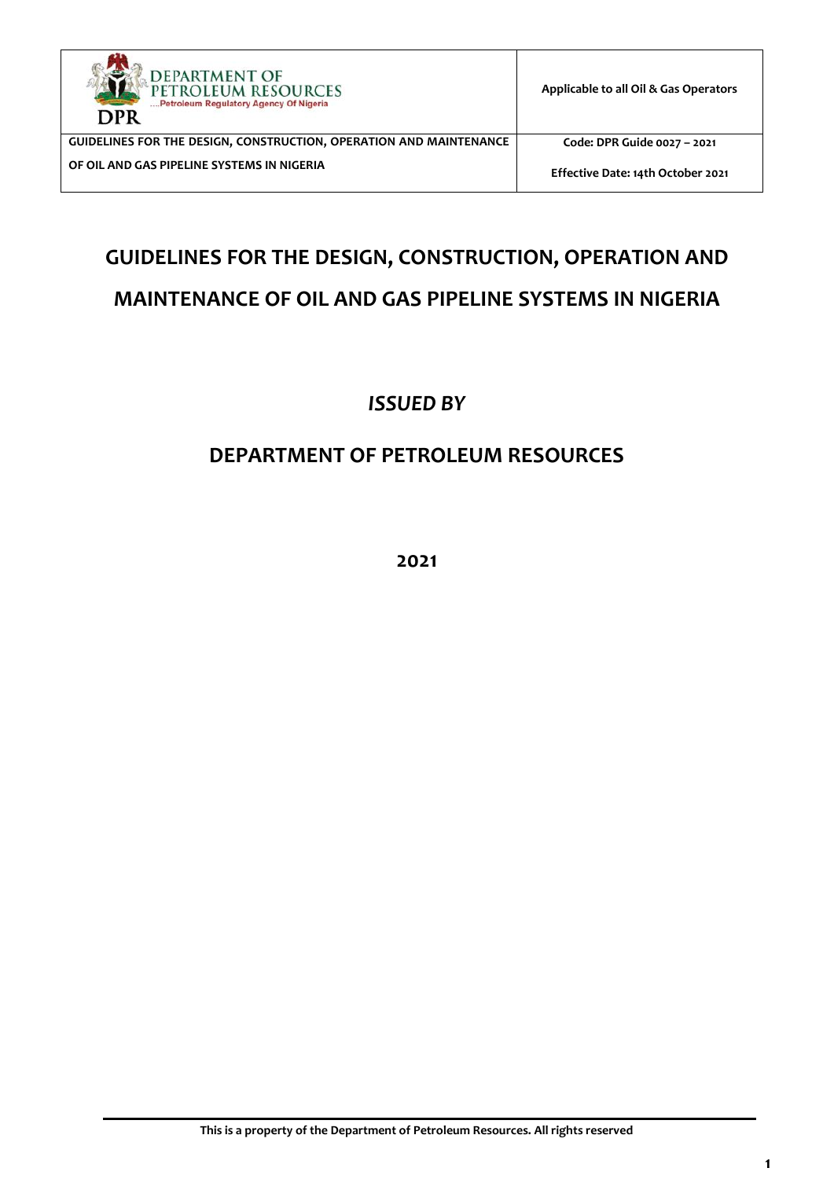| DEPARTMENT OF PETROLEUM RESOURCES ....Petroleum Regulatory Agency Of Nigeria DPR | Applicable to all Oil & Gas Operators |
|---|---|
| GUIDELINES FOR THE DESIGN, CONSTRUCTION, OPERATION AND MAINTENANCE OF OIL AND GAS PIPELINE SYSTEMS IN NIGERIA | Code: DPR Guide 0027 – 2021<br>Effective Date: 14th October 2021 |

# GUIDELINES FOR THE DESIGN, CONSTRUCTION, OPERATION AND MAINTENANCE OF OIL AND GAS PIPELINE SYSTEMS IN NIGERIA

## *ISSUED BY*

## DEPARTMENT OF PETROLEUM RESOURCES

**2021**

This is a property of the Department of Petroleum Resources. All rights reserved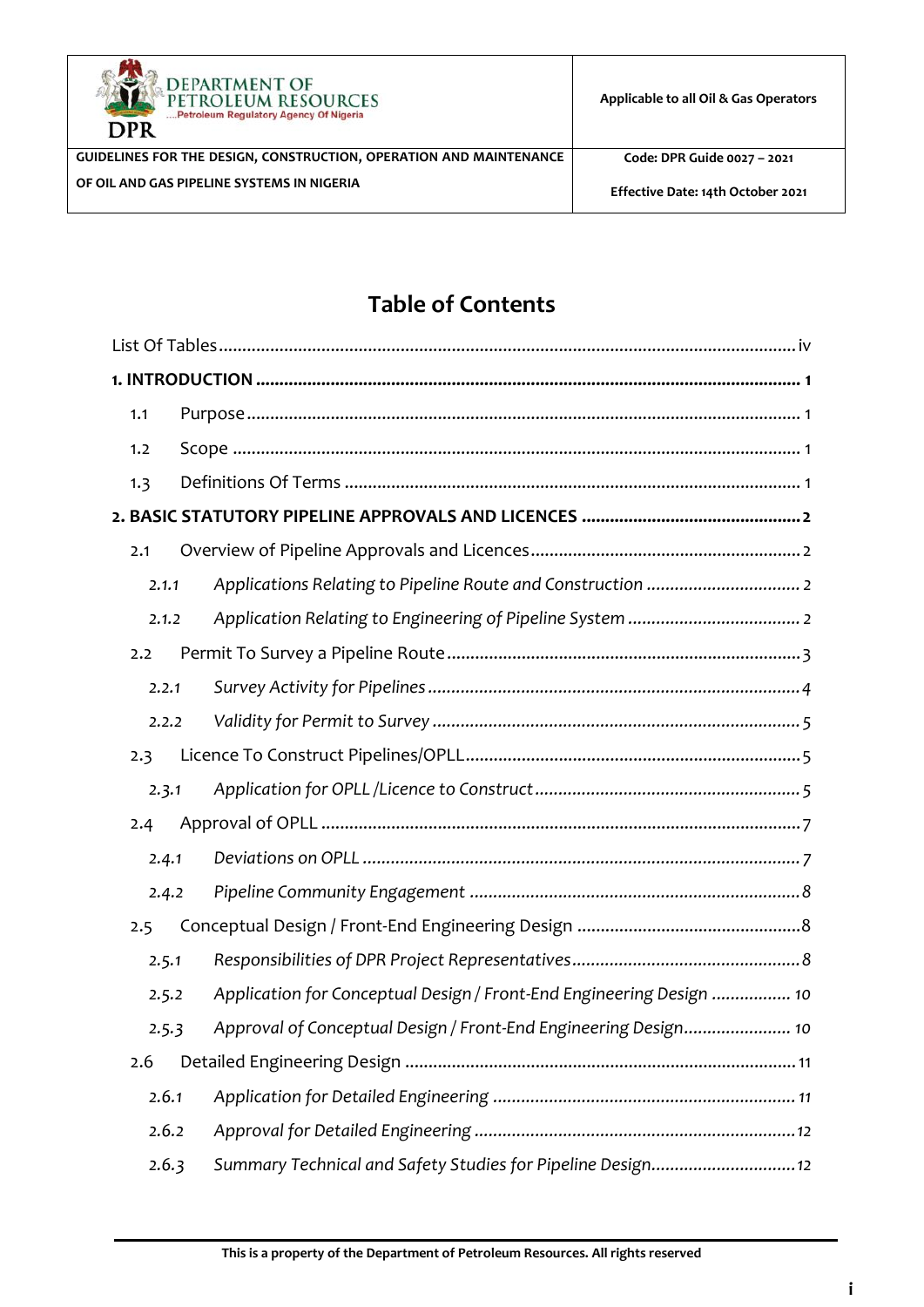# Table of Contents

List Of Tables .......... iv

**1. INTRODUCTION .......... 1**

- 1.1 Purpose .......... 1
- 1.2 Scope .......... 1
- 1.3 Definitions Of Terms .......... 1

**2. BASIC STATUTORY PIPELINE APPROVALS AND LICENCES .......... 2**

- 2.1 Overview of Pipeline Approvals and Licences .......... 2
  - 2.1.1 *Applications Relating to Pipeline Route and Construction* .......... 2
  - 2.1.2 *Application Relating to Engineering of Pipeline System* .......... 2
- 2.2 Permit To Survey a Pipeline Route .......... 3
  - 2.2.1 *Survey Activity for Pipelines* .......... 4
  - 2.2.2 *Validity for Permit to Survey* .......... 5
- 2.3 Licence To Construct Pipelines/OPLL .......... 5
  - 2.3.1 *Application for OPLL /Licence to Construct* .......... 5
- 2.4 Approval of OPLL .......... 7
  - 2.4.1 *Deviations on OPLL* .......... 7
  - 2.4.2 *Pipeline Community Engagement* .......... 8
- 2.5 Conceptual Design / Front-End Engineering Design .......... 8
  - 2.5.1 *Responsibilities of DPR Project Representatives* .......... 8
  - 2.5.2 *Application for Conceptual Design / Front-End Engineering Design* .......... 10
  - 2.5.3 *Approval of Conceptual Design / Front-End Engineering Design* .......... 10
- 2.6 Detailed Engineering Design .......... 11
  - 2.6.1 *Application for Detailed Engineering* .......... 11
  - 2.6.2 *Approval for Detailed Engineering* .......... 12
  - 2.6.3 *Summary Technical and Safety Studies for Pipeline Design* .......... 12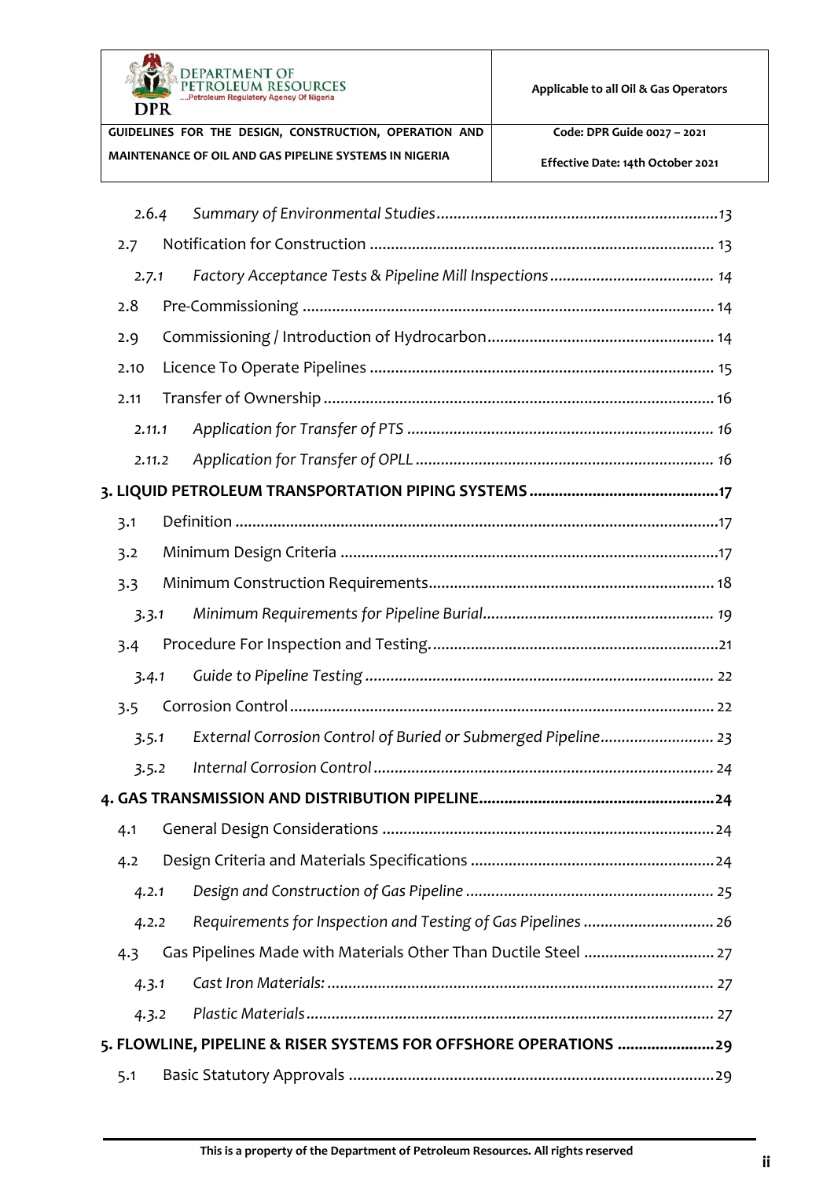2.6.4 *Summary of Environmental Studies* ...13

2.7 Notification for Construction ... 13

2.7.1 *Factory Acceptance Tests & Pipeline Mill Inspections* ... 14

2.8 Pre-Commissioning ... 14

2.9 Commissioning / Introduction of Hydrocarbon ... 14

2.10 Licence To Operate Pipelines ... 15

2.11 Transfer of Ownership ... 16

2.11.1 *Application for Transfer of PTS* ... 16

2.11.2 *Application for Transfer of OPLL* ... 16

**3. LIQUID PETROLEUM TRANSPORTATION PIPING SYSTEMS ...17**

3.1 Definition ...17

3.2 Minimum Design Criteria ...17

3.3 Minimum Construction Requirements ... 18

3.3.1 *Minimum Requirements for Pipeline Burial* ... 19

3.4 Procedure For Inspection and Testing. ...21

3.4.1 *Guide to Pipeline Testing* ... 22

3.5 Corrosion Control ... 22

3.5.1 *External Corrosion Control of Buried or Submerged Pipeline* ... 23

3.5.2 *Internal Corrosion Control* ... 24

**4. GAS TRANSMISSION AND DISTRIBUTION PIPELINE ...24**

4.1 General Design Considerations ...24

4.2 Design Criteria and Materials Specifications ...24

4.2.1 *Design and Construction of Gas Pipeline* ... 25

4.2.2 *Requirements for Inspection and Testing of Gas Pipelines* ... 26

4.3 Gas Pipelines Made with Materials Other Than Ductile Steel ... 27

4.3.1 *Cast Iron Materials:* ... 27

4.3.2 *Plastic Materials* ... 27

**5. FLOWLINE, PIPELINE & RISER SYSTEMS FOR OFFSHORE OPERATIONS ...29**

5.1 Basic Statutory Approvals ...29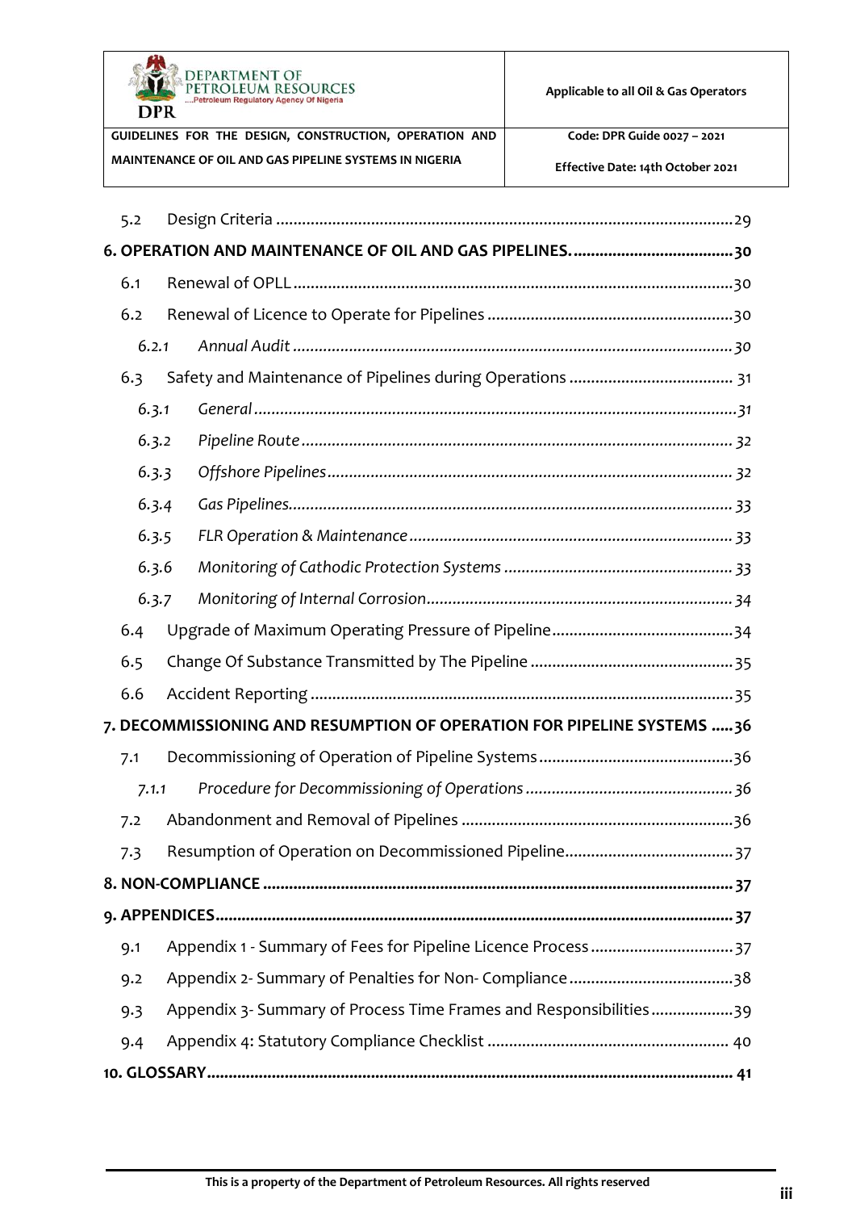5.2 Design Criteria .......................................................................................................29

**6. OPERATION AND MAINTENANCE OF OIL AND GAS PIPELINES. ....................................30**

6.1 Renewal of OPLL ...................................................................................................30

6.2 Renewal of Licence to Operate for Pipelines .......................................................30

*6.2.1 Annual Audit ....................................................................................................30*

6.3 Safety and Maintenance of Pipelines during Operations ..................................... 31

*6.3.1 General .............................................................................................................31*

*6.3.2 Pipeline Route ................................................................................................. 32*

*6.3.3 Offshore Pipelines ........................................................................................... 32*

*6.3.4 Gas Pipelines.................................................................................................... 33*

*6.3.5 FLR Operation & Maintenance ........................................................................ 33*

*6.3.6 Monitoring of Cathodic Protection Systems ................................................... 33*

*6.3.7 Monitoring of Internal Corrosion..................................................................... 34*

6.4 Upgrade of Maximum Operating Pressure of Pipeline .........................................34

6.5 Change Of Substance Transmitted by The Pipeline .............................................35

6.6 Accident Reporting ...............................................................................................35

**7. DECOMMISSIONING AND RESUMPTION OF OPERATION FOR PIPELINE SYSTEMS .....36**

7.1 Decommissioning of Operation of Pipeline Systems ...........................................36

*7.1.1 Procedure for Decommissioning of Operations ..............................................36*

7.2 Abandonment and Removal of Pipelines .............................................................36

7.3 Resumption of Operation on Decommissioned Pipeline......................................37

**8. NON-COMPLIANCE .........................................................................................................37**

**9. APPENDICES ....................................................................................................................37**

9.1 Appendix 1 - Summary of Fees for Pipeline Licence Process ...............................37

9.2 Appendix 2- Summary of Penalties for Non- Compliance .....................................38

9.3 Appendix 3- Summary of Process Time Frames and Responsibilities ..................39

9.4 Appendix 4: Statutory Compliance Checklist ...................................................... 40

**10. GLOSSARY ...................................................................................................................... 41**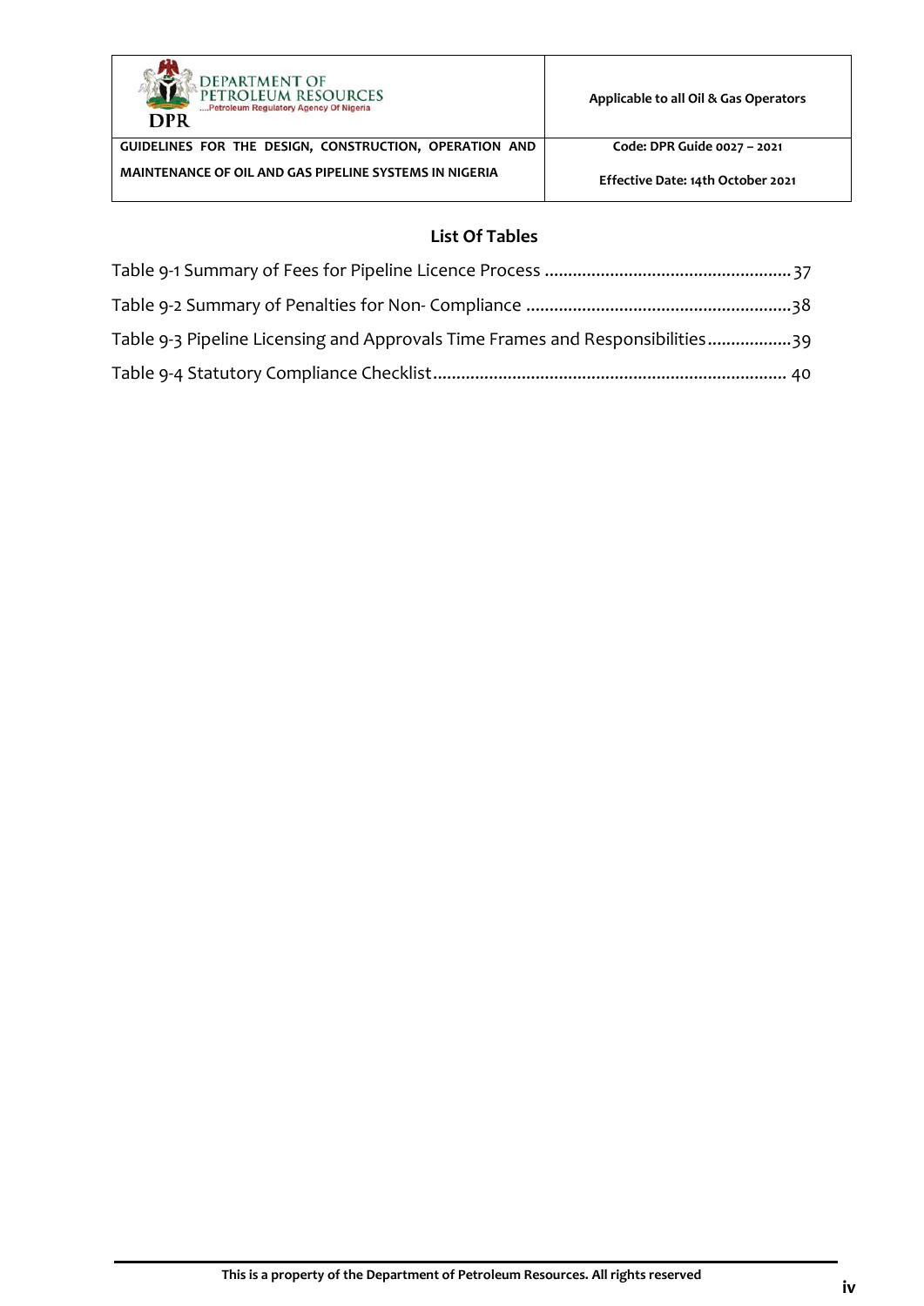## List Of Tables

Table 9-1 Summary of Fees for Pipeline Licence Process .......................................................37

Table 9-2 Summary of Penalties for Non- Compliance ...........................................................38

Table 9-3 Pipeline Licensing and Approvals Time Frames and Responsibilities..................39

Table 9-4 Statutory Compliance Checklist............................................................................. 40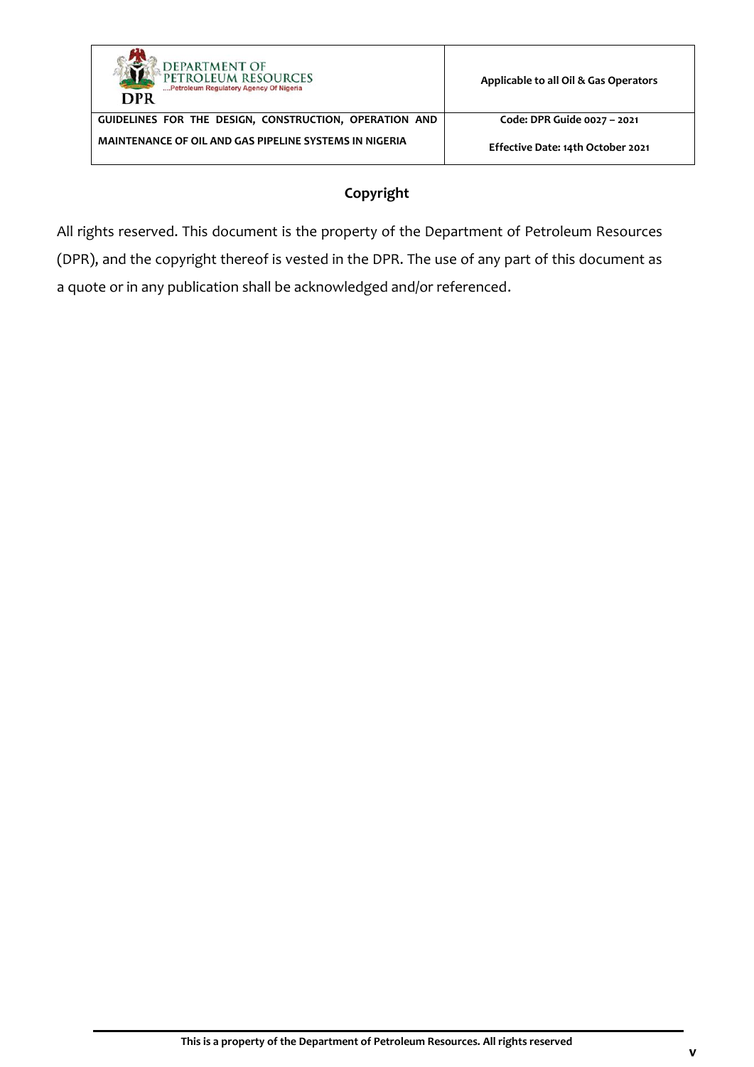## Copyright

All rights reserved. This document is the property of the Department of Petroleum Resources (DPR), and the copyright thereof is vested in the DPR. The use of any part of this document as a quote or in any publication shall be acknowledged and/or referenced.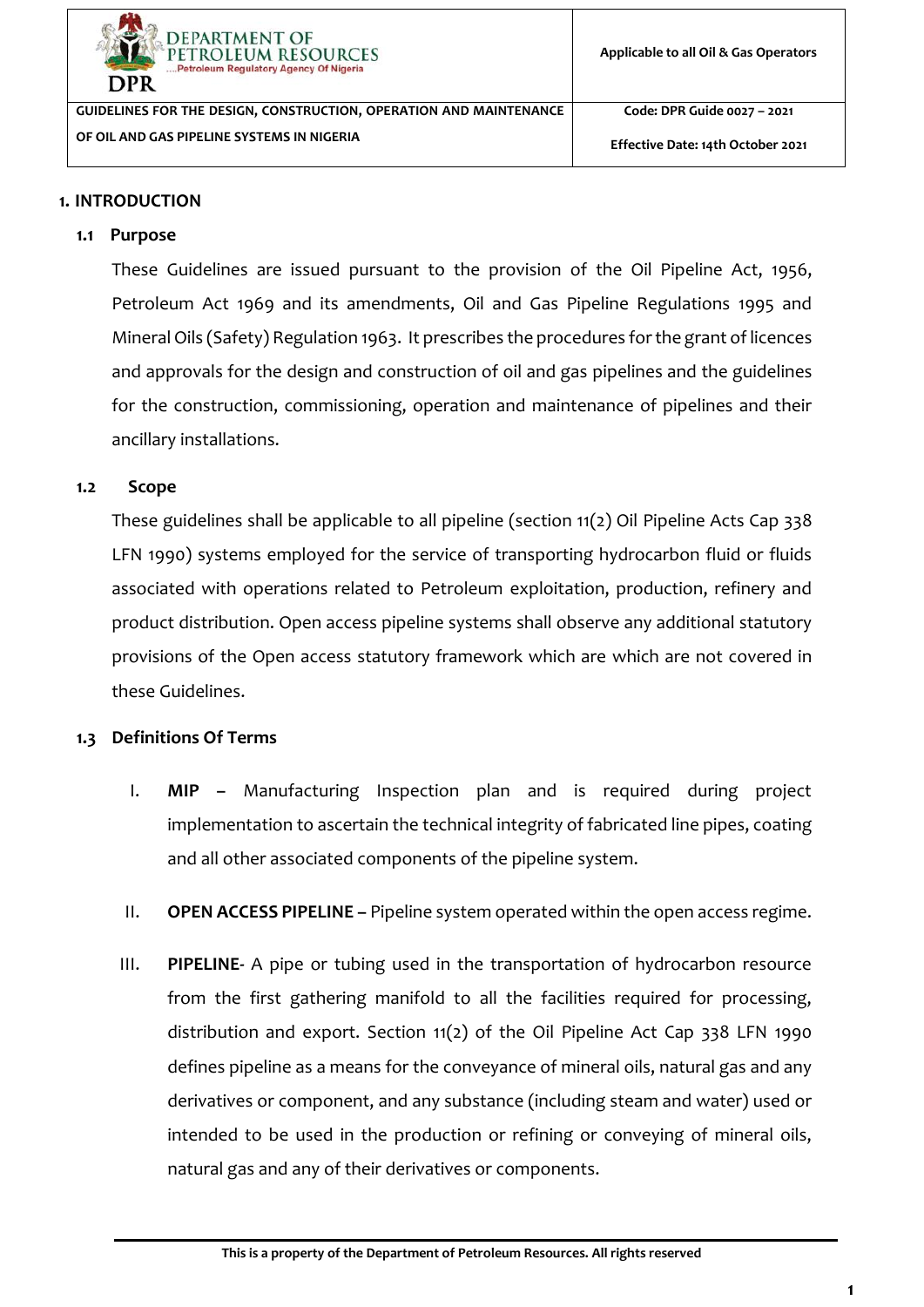## 1. INTRODUCTION

### 1.1 Purpose

These Guidelines are issued pursuant to the provision of the Oil Pipeline Act, 1956, Petroleum Act 1969 and its amendments, Oil and Gas Pipeline Regulations 1995 and Mineral Oils (Safety) Regulation 1963. It prescribes the procedures for the grant of licences and approvals for the design and construction of oil and gas pipelines and the guidelines for the construction, commissioning, operation and maintenance of pipelines and their ancillary installations.

### 1.2 Scope

These guidelines shall be applicable to all pipeline (section 11(2) Oil Pipeline Acts Cap 338 LFN 1990) systems employed for the service of transporting hydrocarbon fluid or fluids associated with operations related to Petroleum exploitation, production, refinery and product distribution. Open access pipeline systems shall observe any additional statutory provisions of the Open access statutory framework which are which are not covered in these Guidelines.

### 1.3 Definitions Of Terms

I. **MIP –** Manufacturing Inspection plan and is required during project implementation to ascertain the technical integrity of fabricated line pipes, coating and all other associated components of the pipeline system.

II. **OPEN ACCESS PIPELINE –** Pipeline system operated within the open access regime.

III. **PIPELINE**- A pipe or tubing used in the transportation of hydrocarbon resource from the first gathering manifold to all the facilities required for processing, distribution and export. Section 11(2) of the Oil Pipeline Act Cap 338 LFN 1990 defines pipeline as a means for the conveyance of mineral oils, natural gas and any derivatives or component, and any substance (including steam and water) used or intended to be used in the production or refining or conveying of mineral oils, natural gas and any of their derivatives or components.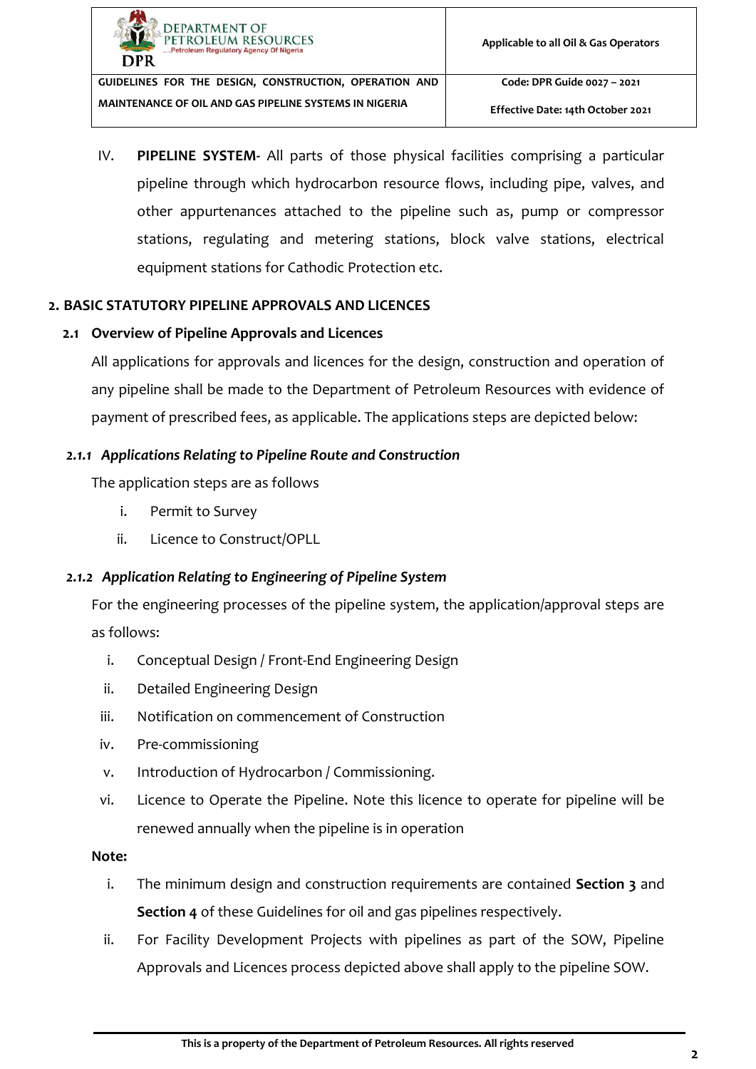IV. **PIPELINE SYSTEM-** All parts of those physical facilities comprising a particular pipeline through which hydrocarbon resource flows, including pipe, valves, and other appurtenances attached to the pipeline such as, pump or compressor stations, regulating and metering stations, block valve stations, electrical equipment stations for Cathodic Protection etc.

## 2. BASIC STATUTORY PIPELINE APPROVALS AND LICENCES

### 2.1 Overview of Pipeline Approvals and Licences

All applications for approvals and licences for the design, construction and operation of any pipeline shall be made to the Department of Petroleum Resources with evidence of payment of prescribed fees, as applicable. The applications steps are depicted below:

#### *2.1.1 Applications Relating to Pipeline Route and Construction*

The application steps are as follows

i. Permit to Survey
ii. Licence to Construct/OPLL

#### *2.1.2 Application Relating to Engineering of Pipeline System*

For the engineering processes of the pipeline system, the application/approval steps are as follows:

i. Conceptual Design / Front-End Engineering Design
ii. Detailed Engineering Design
iii. Notification on commencement of Construction
iv. Pre-commissioning
v. Introduction of Hydrocarbon / Commissioning.
vi. Licence to Operate the Pipeline. Note this licence to operate for pipeline will be renewed annually when the pipeline is in operation

**Note:**

i. The minimum design and construction requirements are contained **Section 3** and **Section 4** of these Guidelines for oil and gas pipelines respectively.
ii. For Facility Development Projects with pipelines as part of the SOW, Pipeline Approvals and Licences process depicted above shall apply to the pipeline SOW.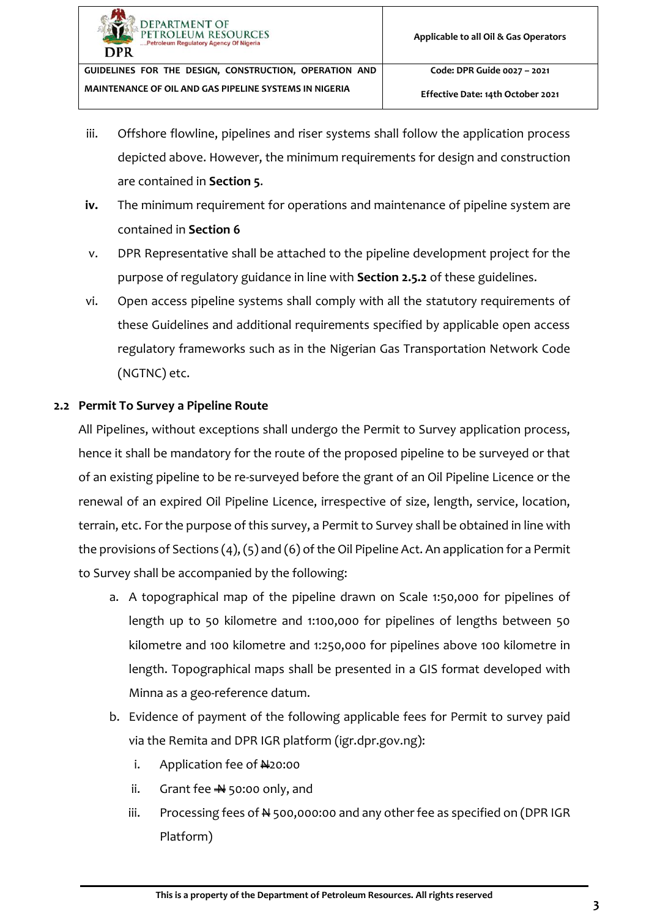iii. Offshore flowline, pipelines and riser systems shall follow the application process depicted above. However, the minimum requirements for design and construction are contained in **Section 5**.

**iv.** The minimum requirement for operations and maintenance of pipeline system are contained in **Section 6**

v. DPR Representative shall be attached to the pipeline development project for the purpose of regulatory guidance in line with **Section 2.5.2** of these guidelines.

vi. Open access pipeline systems shall comply with all the statutory requirements of these Guidelines and additional requirements specified by applicable open access regulatory frameworks such as in the Nigerian Gas Transportation Network Code (NGTNC) etc.

## 2.2 Permit To Survey a Pipeline Route

All Pipelines, without exceptions shall undergo the Permit to Survey application process, hence it shall be mandatory for the route of the proposed pipeline to be surveyed or that of an existing pipeline to be re-surveyed before the grant of an Oil Pipeline Licence or the renewal of an expired Oil Pipeline Licence, irrespective of size, length, service, location, terrain, etc. For the purpose of this survey, a Permit to Survey shall be obtained in line with the provisions of Sections (4), (5) and (6) of the Oil Pipeline Act. An application for a Permit to Survey shall be accompanied by the following:

a. A topographical map of the pipeline drawn on Scale 1:50,000 for pipelines of length up to 50 kilometre and 1:100,000 for pipelines of lengths between 50 kilometre and 100 kilometre and 1:250,000 for pipelines above 100 kilometre in length. Topographical maps shall be presented in a GIS format developed with Minna as a geo-reference datum.

b. Evidence of payment of the following applicable fees for Permit to survey paid via the Remita and DPR IGR platform (igr.dpr.gov.ng):

   i. Application fee of ₦20:00

   ii. Grant fee ₦ 50:00 only, and

   iii. Processing fees of ₦ 500,000:00 and any other fee as specified on (DPR IGR Platform)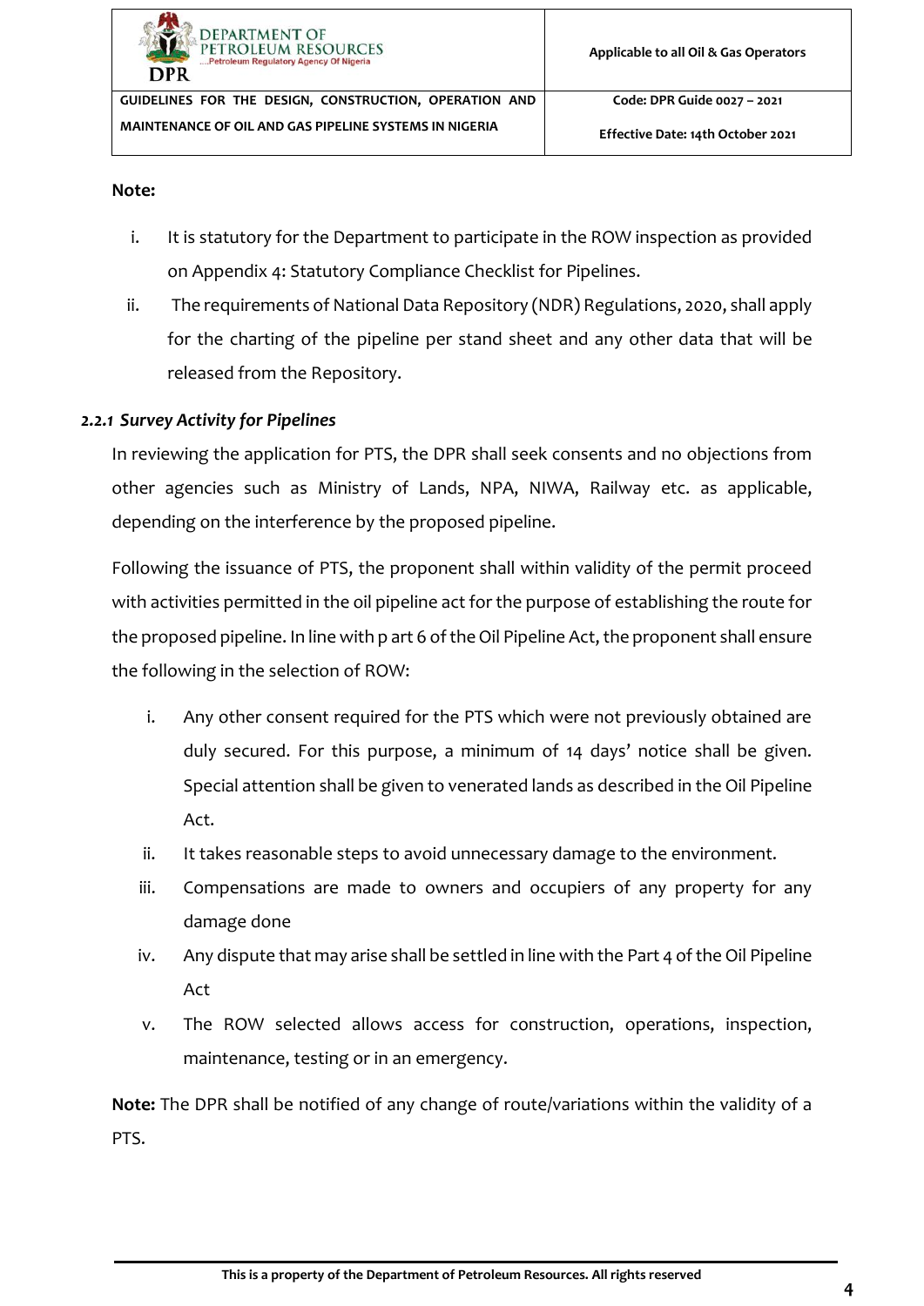**Note:**

i. It is statutory for the Department to participate in the ROW inspection as provided on Appendix 4: Statutory Compliance Checklist for Pipelines.

ii. The requirements of National Data Repository (NDR) Regulations, 2020, shall apply for the charting of the pipeline per stand sheet and any other data that will be released from the Repository.

### *2.2.1 Survey Activity for Pipelines*

In reviewing the application for PTS, the DPR shall seek consents and no objections from other agencies such as Ministry of Lands, NPA, NIWA, Railway etc. as applicable, depending on the interference by the proposed pipeline.

Following the issuance of PTS, the proponent shall within validity of the permit proceed with activities permitted in the oil pipeline act for the purpose of establishing the route for the proposed pipeline. In line with p art 6 of the Oil Pipeline Act, the proponent shall ensure the following in the selection of ROW:

i. Any other consent required for the PTS which were not previously obtained are duly secured. For this purpose, a minimum of 14 days' notice shall be given. Special attention shall be given to venerated lands as described in the Oil Pipeline Act.

ii. It takes reasonable steps to avoid unnecessary damage to the environment.

iii. Compensations are made to owners and occupiers of any property for any damage done

iv. Any dispute that may arise shall be settled in line with the Part 4 of the Oil Pipeline Act

v. The ROW selected allows access for construction, operations, inspection, maintenance, testing or in an emergency.

**Note:** The DPR shall be notified of any change of route/variations within the validity of a PTS.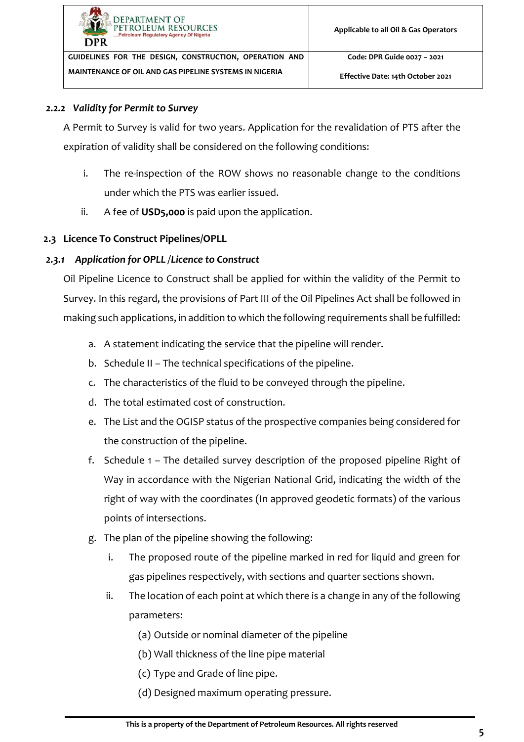### *2.2.2 Validity for Permit to Survey*

A Permit to Survey is valid for two years. Application for the revalidation of PTS after the expiration of validity shall be considered on the following conditions:

i. The re-inspection of the ROW shows no reasonable change to the conditions under which the PTS was earlier issued.

ii. A fee of **USD5,000** is paid upon the application.

## 2.3 Licence To Construct Pipelines/OPLL

### *2.3.1 Application for OPLL /Licence to Construct*

Oil Pipeline Licence to Construct shall be applied for within the validity of the Permit to Survey. In this regard, the provisions of Part III of the Oil Pipelines Act shall be followed in making such applications, in addition to which the following requirements shall be fulfilled:

a. A statement indicating the service that the pipeline will render.

b. Schedule II – The technical specifications of the pipeline.

c. The characteristics of the fluid to be conveyed through the pipeline.

d. The total estimated cost of construction.

e. The List and the OGISP status of the prospective companies being considered for the construction of the pipeline.

f. Schedule 1 – The detailed survey description of the proposed pipeline Right of Way in accordance with the Nigerian National Grid, indicating the width of the right of way with the coordinates (In approved geodetic formats) of the various points of intersections.

g. The plan of the pipeline showing the following:

   i. The proposed route of the pipeline marked in red for liquid and green for gas pipelines respectively, with sections and quarter sections shown.

   ii. The location of each point at which there is a change in any of the following parameters:

      (a) Outside or nominal diameter of the pipeline

      (b) Wall thickness of the line pipe material

      (c) Type and Grade of line pipe.

      (d) Designed maximum operating pressure.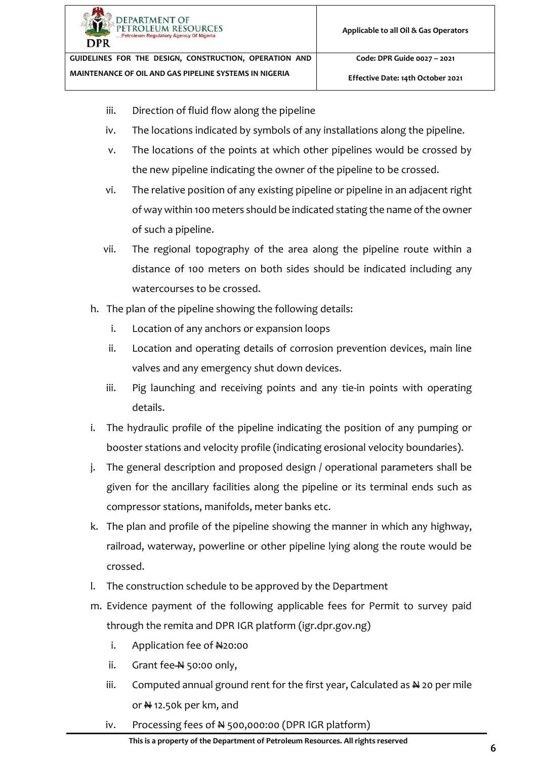iii. Direction of fluid flow along the pipeline
   iv. The locations indicated by symbols of any installations along the pipeline.
   v. The locations of the points at which other pipelines would be crossed by the new pipeline indicating the owner of the pipeline to be crossed.
   vi. The relative position of any existing pipeline or pipeline in an adjacent right of way within 100 meters should be indicated stating the name of the owner of such a pipeline.
   vii. The regional topography of the area along the pipeline route within a distance of 100 meters on both sides should be indicated including any watercourses to be crossed.

h. The plan of the pipeline showing the following details:
   i. Location of any anchors or expansion loops
   ii. Location and operating details of corrosion prevention devices, main line valves and any emergency shut down devices.
   iii. Pig launching and receiving points and any tie-in points with operating details.

i. The hydraulic profile of the pipeline indicating the position of any pumping or booster stations and velocity profile (indicating erosional velocity boundaries).

j. The general description and proposed design / operational parameters shall be given for the ancillary facilities along the pipeline or its terminal ends such as compressor stations, manifolds, meter banks etc.

k. The plan and profile of the pipeline showing the manner in which any highway, railroad, waterway, powerline or other pipeline lying along the route would be crossed.

l. The construction schedule to be approved by the Department

m. Evidence payment of the following applicable fees for Permit to survey paid through the remita and DPR IGR platform (igr.dpr.gov.ng)
   i. Application fee of ₦20:00
   ii. Grant fee ₦ 50:00 only,
   iii. Computed annual ground rent for the first year, Calculated as ₦ 20 per mile or ₦ 12.50k per km, and
   iv. Processing fees of ₦ 500,000:00 (DPR IGR platform)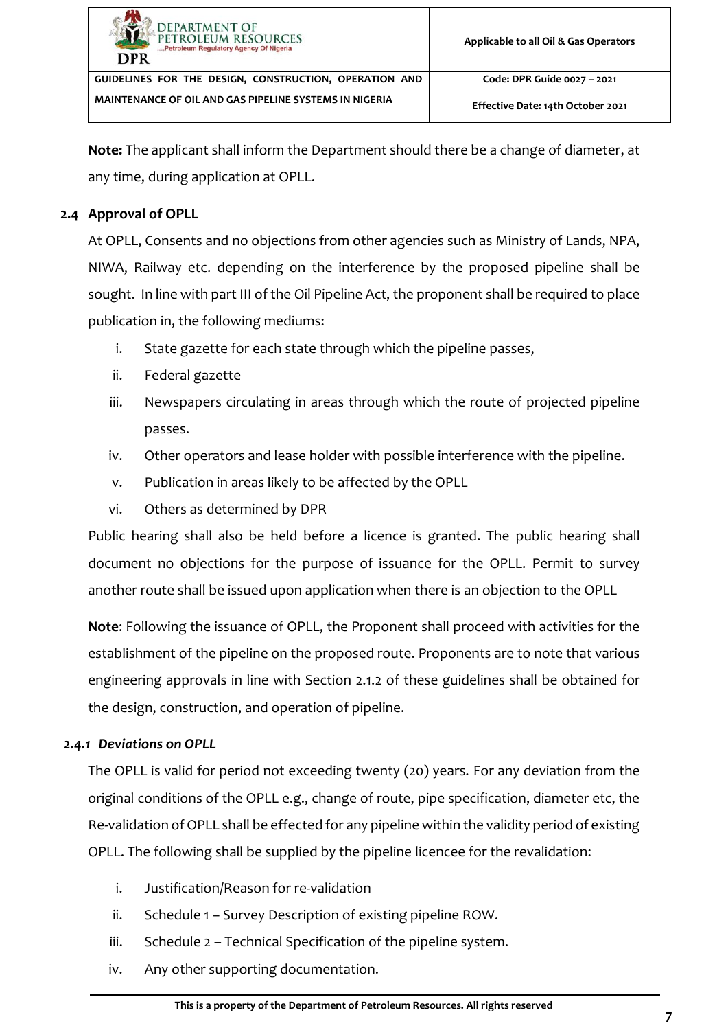**Note:** The applicant shall inform the Department should there be a change of diameter, at any time, during application at OPLL.

### 2.4 Approval of OPLL

At OPLL, Consents and no objections from other agencies such as Ministry of Lands, NPA, NIWA, Railway etc. depending on the interference by the proposed pipeline shall be sought. In line with part III of the Oil Pipeline Act, the proponent shall be required to place publication in, the following mediums:

i. State gazette for each state through which the pipeline passes,
ii. Federal gazette
iii. Newspapers circulating in areas through which the route of projected pipeline passes.
iv. Other operators and lease holder with possible interference with the pipeline.
v. Publication in areas likely to be affected by the OPLL
vi. Others as determined by DPR

Public hearing shall also be held before a licence is granted. The public hearing shall document no objections for the purpose of issuance for the OPLL. Permit to survey another route shall be issued upon application when there is an objection to the OPLL

**Note**: Following the issuance of OPLL, the Proponent shall proceed with activities for the establishment of the pipeline on the proposed route. Proponents are to note that various engineering approvals in line with Section 2.1.2 of these guidelines shall be obtained for the design, construction, and operation of pipeline.

#### *2.4.1 Deviations on OPLL*

The OPLL is valid for period not exceeding twenty (20) years. For any deviation from the original conditions of the OPLL e.g., change of route, pipe specification, diameter etc, the Re-validation of OPLL shall be effected for any pipeline within the validity period of existing OPLL. The following shall be supplied by the pipeline licencee for the revalidation:

i. Justification/Reason for re-validation
ii. Schedule 1 – Survey Description of existing pipeline ROW.
iii. Schedule 2 – Technical Specification of the pipeline system.
iv. Any other supporting documentation.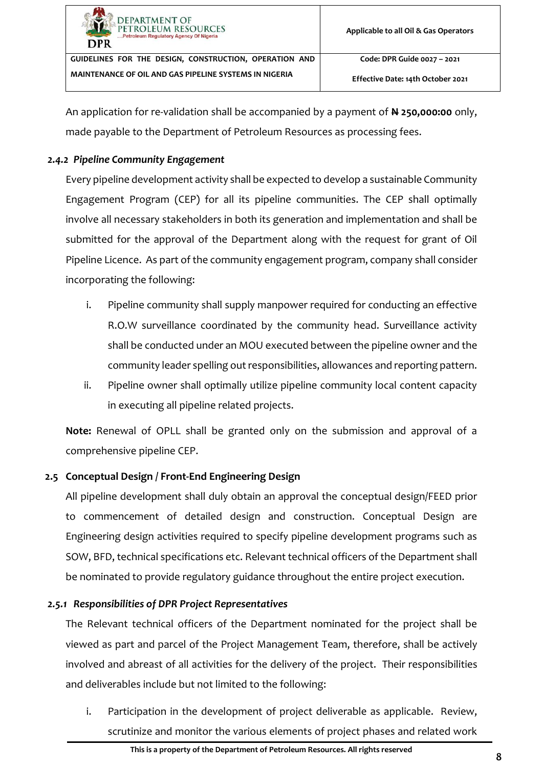An application for re-validation shall be accompanied by a payment of **₦ 250,000:00** only, made payable to the Department of Petroleum Resources as processing fees.

#### *2.4.2 Pipeline Community Engagement*

Every pipeline development activity shall be expected to develop a sustainable Community Engagement Program (CEP) for all its pipeline communities. The CEP shall optimally involve all necessary stakeholders in both its generation and implementation and shall be submitted for the approval of the Department along with the request for grant of Oil Pipeline Licence. As part of the community engagement program, company shall consider incorporating the following:

i. Pipeline community shall supply manpower required for conducting an effective R.O.W surveillance coordinated by the community head. Surveillance activity shall be conducted under an MOU executed between the pipeline owner and the community leader spelling out responsibilities, allowances and reporting pattern.

ii. Pipeline owner shall optimally utilize pipeline community local content capacity in executing all pipeline related projects.

**Note:** Renewal of OPLL shall be granted only on the submission and approval of a comprehensive pipeline CEP.

### 2.5 Conceptual Design / Front-End Engineering Design

All pipeline development shall duly obtain an approval the conceptual design/FEED prior to commencement of detailed design and construction. Conceptual Design are Engineering design activities required to specify pipeline development programs such as SOW, BFD, technical specifications etc. Relevant technical officers of the Department shall be nominated to provide regulatory guidance throughout the entire project execution.

#### *2.5.1 Responsibilities of DPR Project Representatives*

The Relevant technical officers of the Department nominated for the project shall be viewed as part and parcel of the Project Management Team, therefore, shall be actively involved and abreast of all activities for the delivery of the project. Their responsibilities and deliverables include but not limited to the following:

i. Participation in the development of project deliverable as applicable. Review, scrutinize and monitor the various elements of project phases and related work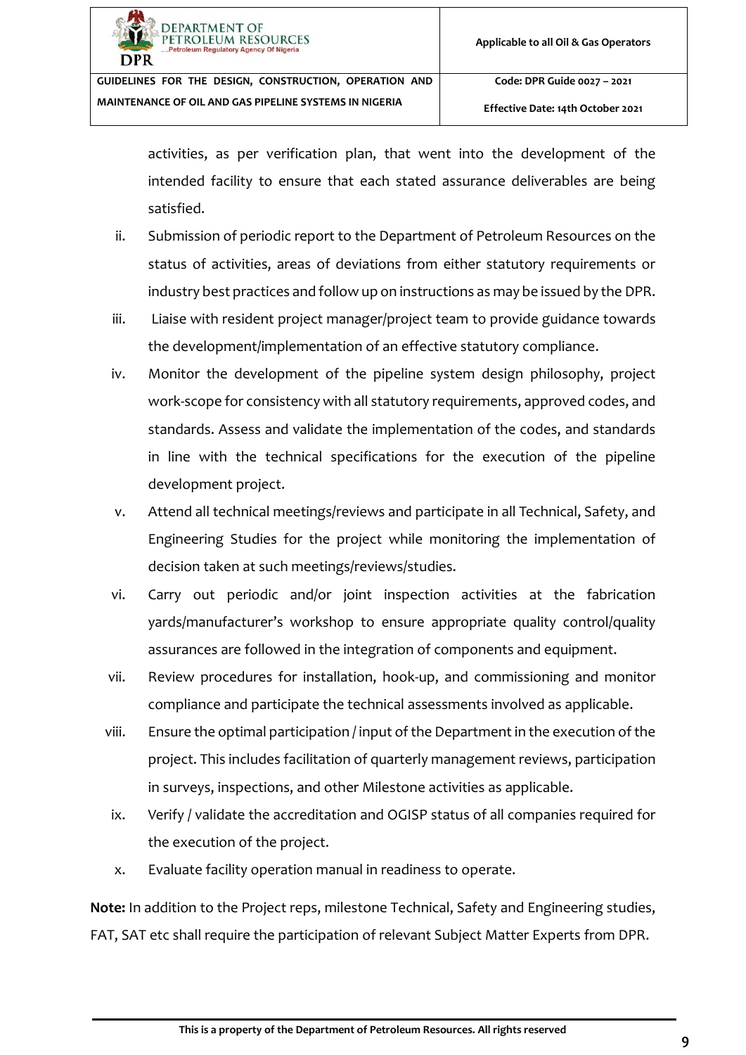activities, as per verification plan, that went into the development of the intended facility to ensure that each stated assurance deliverables are being satisfied.

ii. Submission of periodic report to the Department of Petroleum Resources on the status of activities, areas of deviations from either statutory requirements or industry best practices and follow up on instructions as may be issued by the DPR.

iii. Liaise with resident project manager/project team to provide guidance towards the development/implementation of an effective statutory compliance.

iv. Monitor the development of the pipeline system design philosophy, project work-scope for consistency with all statutory requirements, approved codes, and standards. Assess and validate the implementation of the codes, and standards in line with the technical specifications for the execution of the pipeline development project.

v. Attend all technical meetings/reviews and participate in all Technical, Safety, and Engineering Studies for the project while monitoring the implementation of decision taken at such meetings/reviews/studies.

vi. Carry out periodic and/or joint inspection activities at the fabrication yards/manufacturer's workshop to ensure appropriate quality control/quality assurances are followed in the integration of components and equipment.

vii. Review procedures for installation, hook-up, and commissioning and monitor compliance and participate the technical assessments involved as applicable.

viii. Ensure the optimal participation / input of the Department in the execution of the project. This includes facilitation of quarterly management reviews, participation in surveys, inspections, and other Milestone activities as applicable.

ix. Verify / validate the accreditation and OGISP status of all companies required for the execution of the project.

x. Evaluate facility operation manual in readiness to operate.

**Note:** In addition to the Project reps, milestone Technical, Safety and Engineering studies, FAT, SAT etc shall require the participation of relevant Subject Matter Experts from DPR.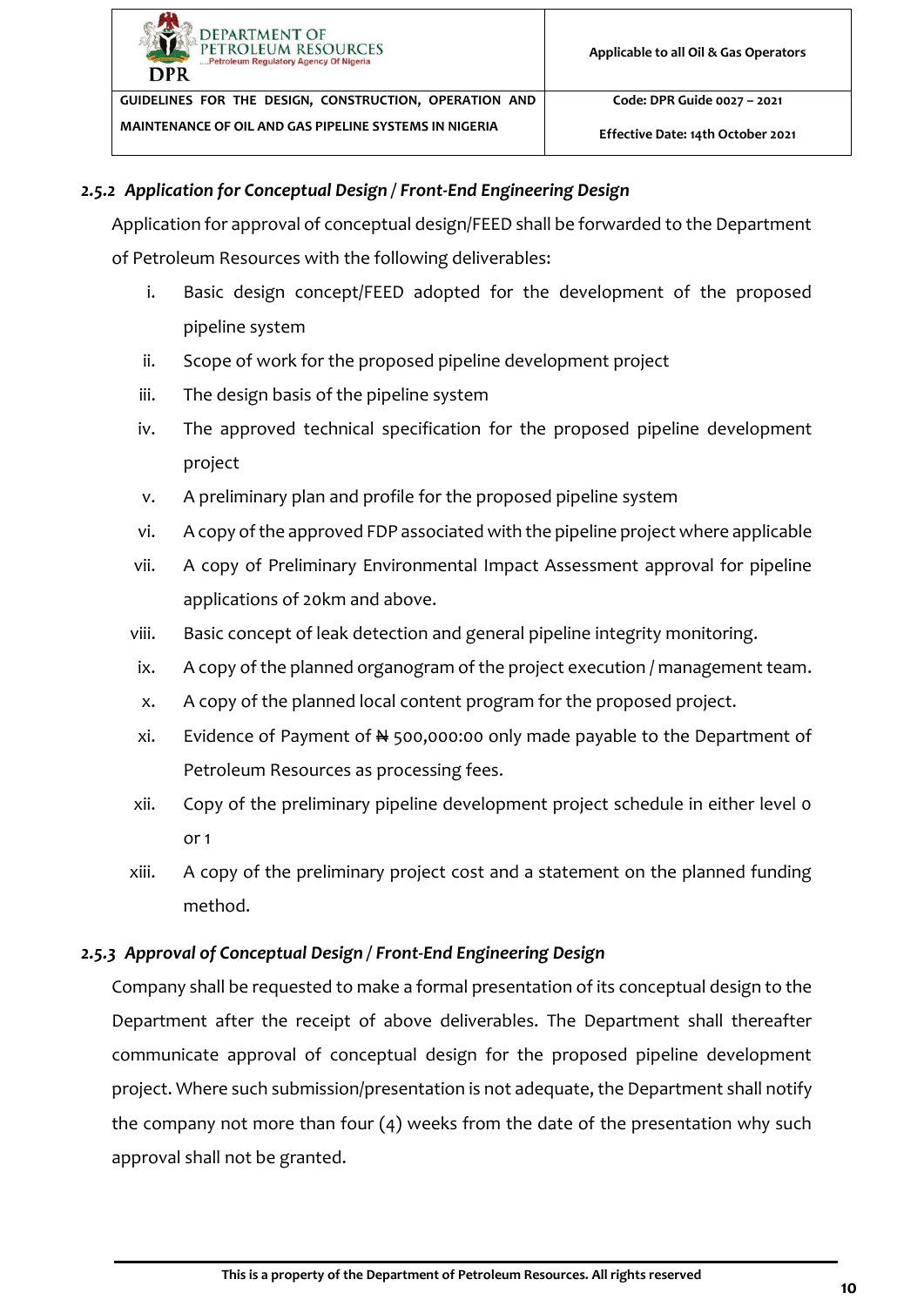### *2.5.2 Application for Conceptual Design / Front-End Engineering Design*

Application for approval of conceptual design/FEED shall be forwarded to the Department of Petroleum Resources with the following deliverables:

i. Basic design concept/FEED adopted for the development of the proposed pipeline system
ii. Scope of work for the proposed pipeline development project
iii. The design basis of the pipeline system
iv. The approved technical specification for the proposed pipeline development project
v. A preliminary plan and profile for the proposed pipeline system
vi. A copy of the approved FDP associated with the pipeline project where applicable
vii. A copy of Preliminary Environmental Impact Assessment approval for pipeline applications of 20km and above.
viii. Basic concept of leak detection and general pipeline integrity monitoring.
ix. A copy of the planned organogram of the project execution / management team.
x. A copy of the planned local content program for the proposed project.
xi. Evidence of Payment of ₦ 500,000:00 only made payable to the Department of Petroleum Resources as processing fees.
xii. Copy of the preliminary pipeline development project schedule in either level 0 or 1
xiii. A copy of the preliminary project cost and a statement on the planned funding method.

### *2.5.3 Approval of Conceptual Design / Front-End Engineering Design*

Company shall be requested to make a formal presentation of its conceptual design to the Department after the receipt of above deliverables. The Department shall thereafter communicate approval of conceptual design for the proposed pipeline development project. Where such submission/presentation is not adequate, the Department shall notify the company not more than four (4) weeks from the date of the presentation why such approval shall not be granted.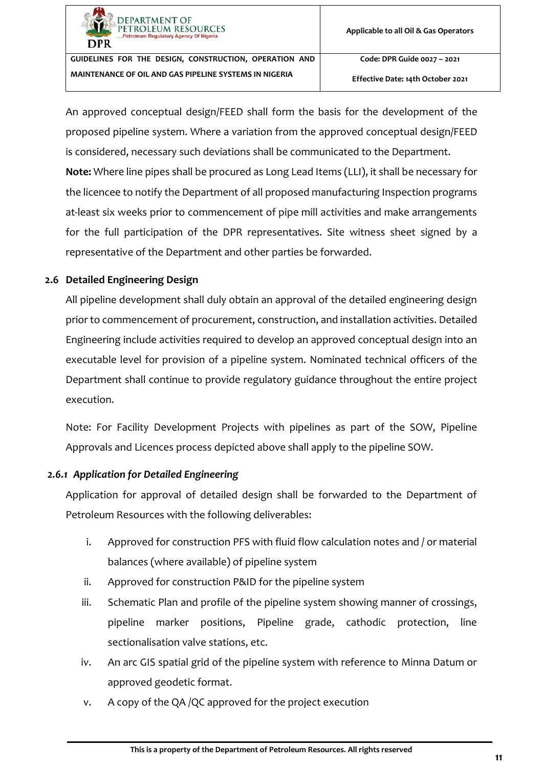An approved conceptual design/FEED shall form the basis for the development of the proposed pipeline system. Where a variation from the approved conceptual design/FEED is considered, necessary such deviations shall be communicated to the Department.

**Note:** Where line pipes shall be procured as Long Lead Items (LLI), it shall be necessary for the licencee to notify the Department of all proposed manufacturing Inspection programs at-least six weeks prior to commencement of pipe mill activities and make arrangements for the full participation of the DPR representatives. Site witness sheet signed by a representative of the Department and other parties be forwarded.

## 2.6 Detailed Engineering Design

All pipeline development shall duly obtain an approval of the detailed engineering design prior to commencement of procurement, construction, and installation activities. Detailed Engineering include activities required to develop an approved conceptual design into an executable level for provision of a pipeline system. Nominated technical officers of the Department shall continue to provide regulatory guidance throughout the entire project execution.

Note: For Facility Development Projects with pipelines as part of the SOW, Pipeline Approvals and Licences process depicted above shall apply to the pipeline SOW.

### *2.6.1 Application for Detailed Engineering*

Application for approval of detailed design shall be forwarded to the Department of Petroleum Resources with the following deliverables:

i. Approved for construction PFS with fluid flow calculation notes and / or material balances (where available) of pipeline system

ii. Approved for construction P&ID for the pipeline system

iii. Schematic Plan and profile of the pipeline system showing manner of crossings, pipeline marker positions, Pipeline grade, cathodic protection, line sectionalisation valve stations, etc.

iv. An arc GIS spatial grid of the pipeline system with reference to Minna Datum or approved geodetic format.

v. A copy of the QA /QC approved for the project execution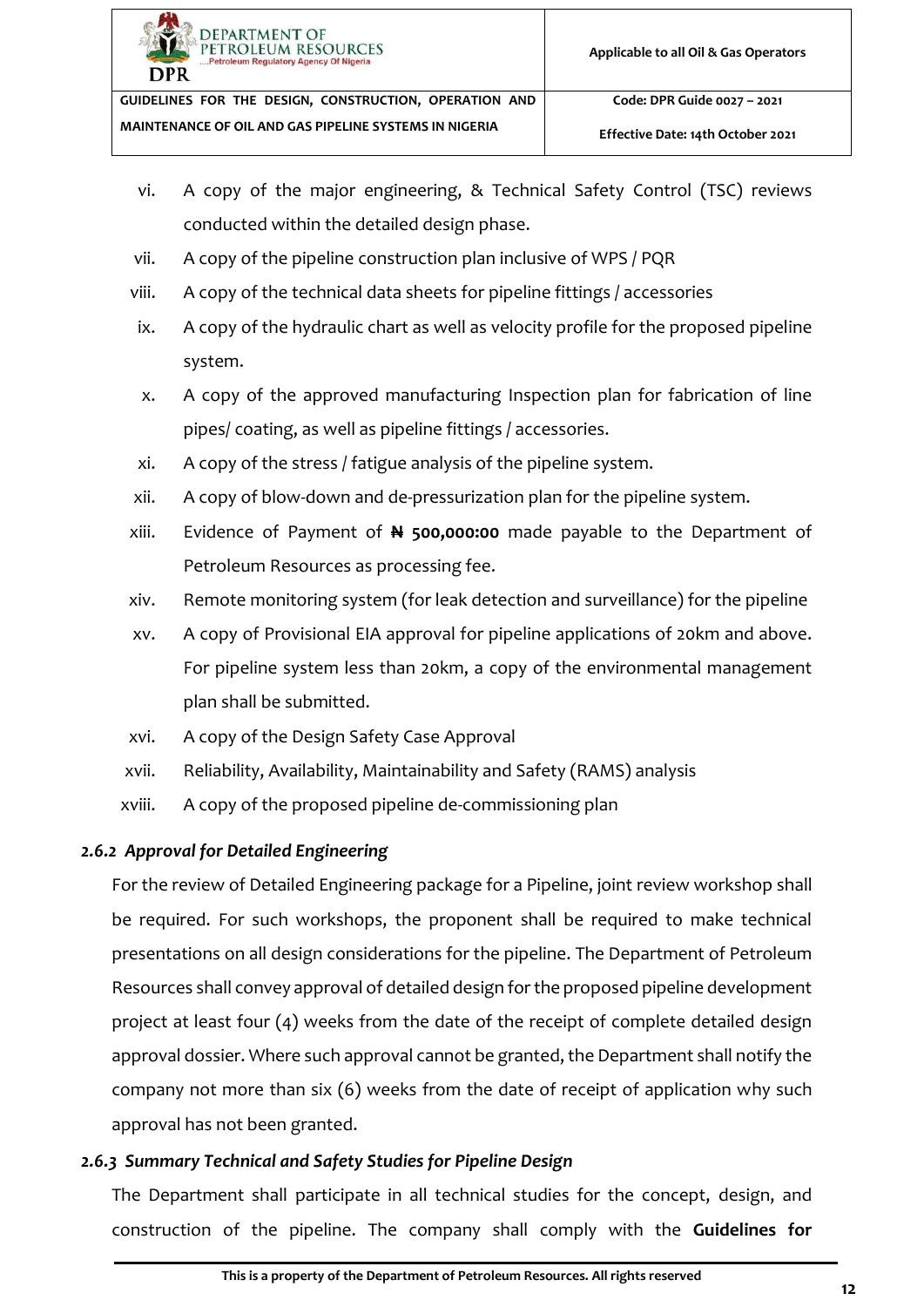vi. A copy of the major engineering, & Technical Safety Control (TSC) reviews conducted within the detailed design phase.

vii. A copy of the pipeline construction plan inclusive of WPS / PQR

viii. A copy of the technical data sheets for pipeline fittings / accessories

ix. A copy of the hydraulic chart as well as velocity profile for the proposed pipeline system.

x. A copy of the approved manufacturing Inspection plan for fabrication of line pipes/ coating, as well as pipeline fittings / accessories.

xi. A copy of the stress / fatigue analysis of the pipeline system.

xii. A copy of blow-down and de-pressurization plan for the pipeline system.

xiii. Evidence of Payment of **₦ 500,000:00** made payable to the Department of Petroleum Resources as processing fee.

xiv. Remote monitoring system (for leak detection and surveillance) for the pipeline

xv. A copy of Provisional EIA approval for pipeline applications of 20km and above. For pipeline system less than 20km, a copy of the environmental management plan shall be submitted.

xvi. A copy of the Design Safety Case Approval

xvii. Reliability, Availability, Maintainability and Safety (RAMS) analysis

xviii. A copy of the proposed pipeline de-commissioning plan

### *2.6.2 Approval for Detailed Engineering*

For the review of Detailed Engineering package for a Pipeline, joint review workshop shall be required. For such workshops, the proponent shall be required to make technical presentations on all design considerations for the pipeline. The Department of Petroleum Resources shall convey approval of detailed design for the proposed pipeline development project at least four (4) weeks from the date of the receipt of complete detailed design approval dossier. Where such approval cannot be granted, the Department shall notify the company not more than six (6) weeks from the date of receipt of application why such approval has not been granted.

### *2.6.3 Summary Technical and Safety Studies for Pipeline Design*

The Department shall participate in all technical studies for the concept, design, and construction of the pipeline. The company shall comply with the **Guidelines for**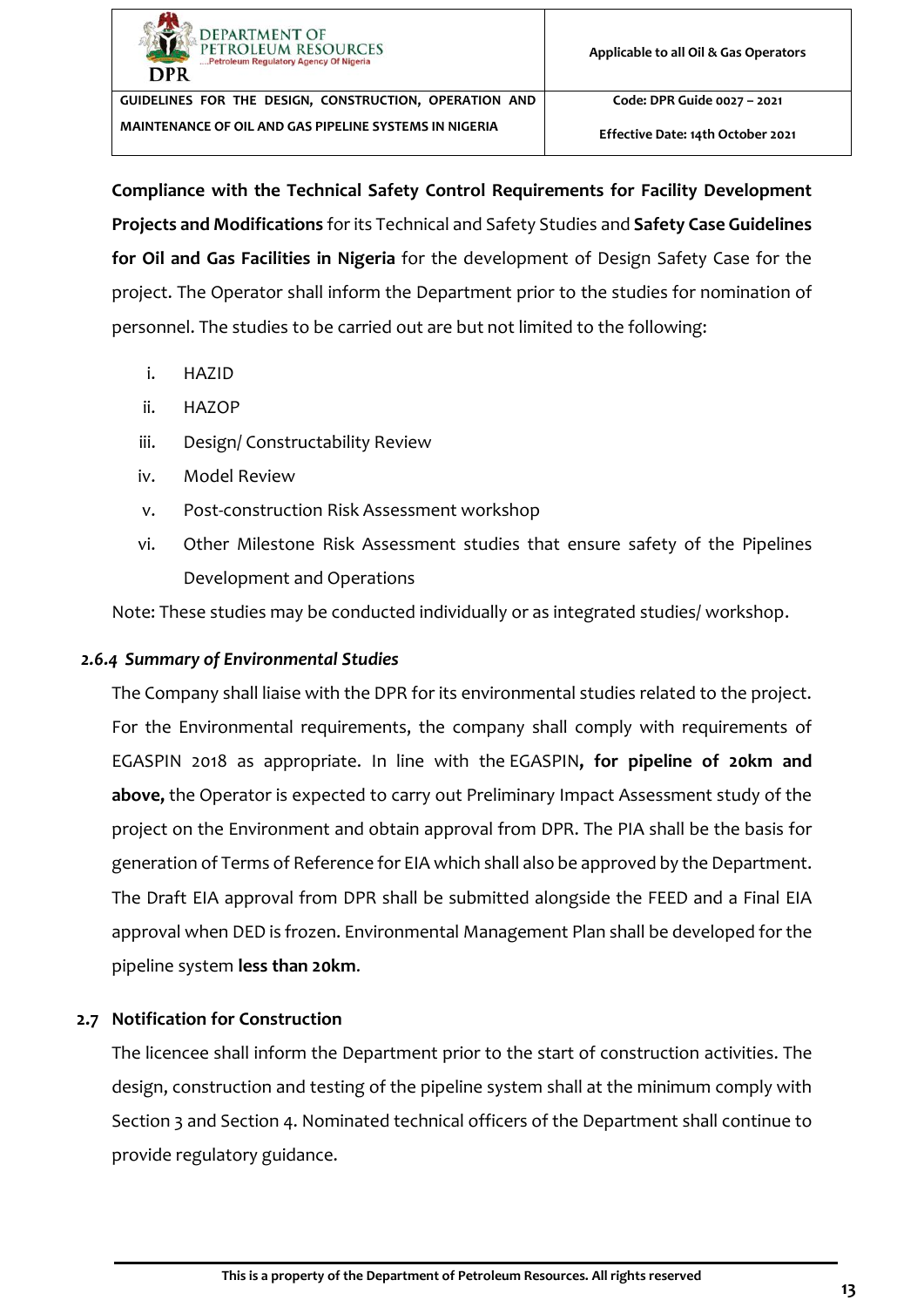**Compliance with the Technical Safety Control Requirements for Facility Development Projects and Modifications** for its Technical and Safety Studies and **Safety Case Guidelines for Oil and Gas Facilities in Nigeria** for the development of Design Safety Case for the project. The Operator shall inform the Department prior to the studies for nomination of personnel. The studies to be carried out are but not limited to the following:

i. HAZID
ii. HAZOP
iii. Design/ Constructability Review
iv. Model Review
v. Post-construction Risk Assessment workshop
vi. Other Milestone Risk Assessment studies that ensure safety of the Pipelines Development and Operations

Note: These studies may be conducted individually or as integrated studies/ workshop.

#### *2.6.4 Summary of Environmental Studies*

The Company shall liaise with the DPR for its environmental studies related to the project. For the Environmental requirements, the company shall comply with requirements of EGASPIN 2018 as appropriate. In line with the EGASPIN**, for pipeline of 20km and above,** the Operator is expected to carry out Preliminary Impact Assessment study of the project on the Environment and obtain approval from DPR. The PIA shall be the basis for generation of Terms of Reference for EIA which shall also be approved by the Department. The Draft EIA approval from DPR shall be submitted alongside the FEED and a Final EIA approval when DED is frozen. Environmental Management Plan shall be developed for the pipeline system **less than 20km**.

### 2.7 Notification for Construction

The licencee shall inform the Department prior to the start of construction activities. The design, construction and testing of the pipeline system shall at the minimum comply with Section 3 and Section 4. Nominated technical officers of the Department shall continue to provide regulatory guidance.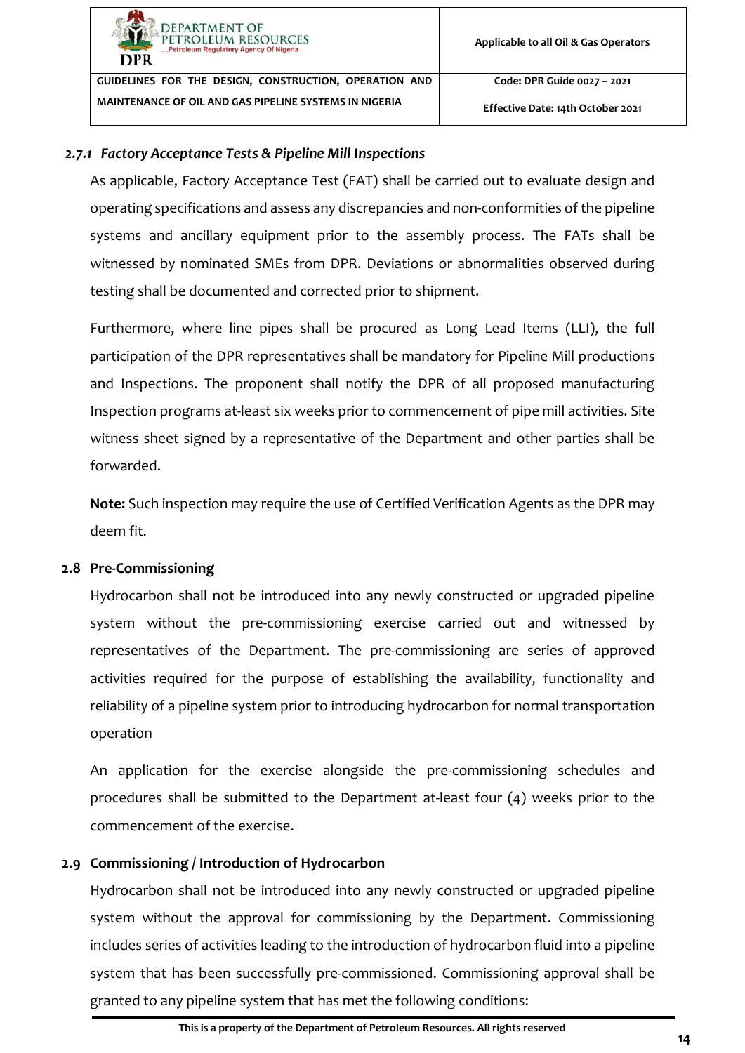### 2.7.1 *Factory Acceptance Tests & Pipeline Mill Inspections*

As applicable, Factory Acceptance Test (FAT) shall be carried out to evaluate design and operating specifications and assess any discrepancies and non-conformities of the pipeline systems and ancillary equipment prior to the assembly process. The FATs shall be witnessed by nominated SMEs from DPR. Deviations or abnormalities observed during testing shall be documented and corrected prior to shipment.

Furthermore, where line pipes shall be procured as Long Lead Items (LLI), the full participation of the DPR representatives shall be mandatory for Pipeline Mill productions and Inspections. The proponent shall notify the DPR of all proposed manufacturing Inspection programs at-least six weeks prior to commencement of pipe mill activities. Site witness sheet signed by a representative of the Department and other parties shall be forwarded.

**Note:** Such inspection may require the use of Certified Verification Agents as the DPR may deem fit.

## 2.8 Pre-Commissioning

Hydrocarbon shall not be introduced into any newly constructed or upgraded pipeline system without the pre-commissioning exercise carried out and witnessed by representatives of the Department. The pre-commissioning are series of approved activities required for the purpose of establishing the availability, functionality and reliability of a pipeline system prior to introducing hydrocarbon for normal transportation operation

An application for the exercise alongside the pre-commissioning schedules and procedures shall be submitted to the Department at-least four (4) weeks prior to the commencement of the exercise.

## 2.9 Commissioning / Introduction of Hydrocarbon

Hydrocarbon shall not be introduced into any newly constructed or upgraded pipeline system without the approval for commissioning by the Department. Commissioning includes series of activities leading to the introduction of hydrocarbon fluid into a pipeline system that has been successfully pre-commissioned. Commissioning approval shall be granted to any pipeline system that has met the following conditions: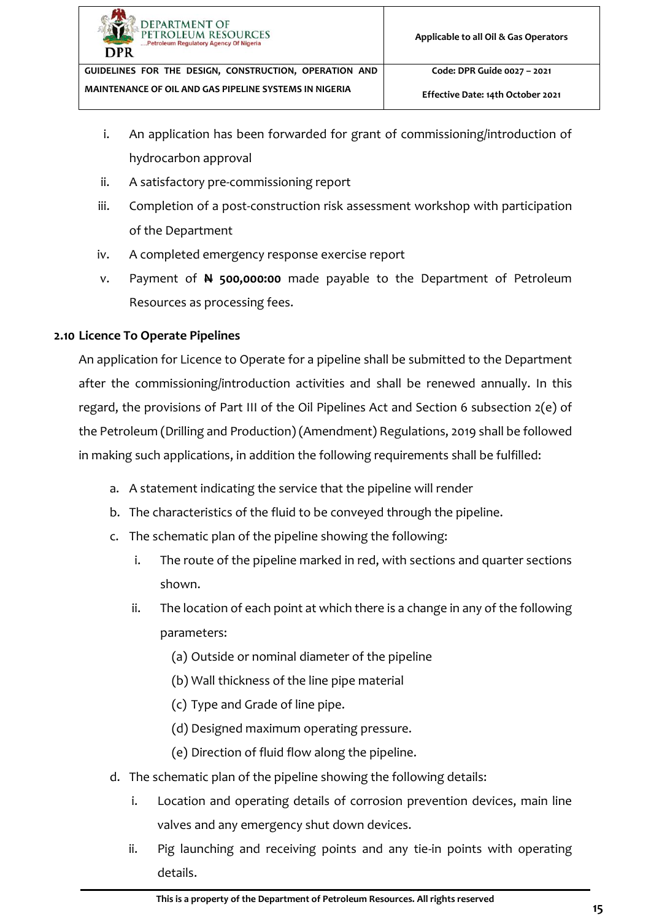i. An application has been forwarded for grant of commissioning/introduction of hydrocarbon approval
ii. A satisfactory pre-commissioning report
iii. Completion of a post-construction risk assessment workshop with participation of the Department
iv. A completed emergency response exercise report
v. Payment of **₦ 500,000:00** made payable to the Department of Petroleum Resources as processing fees.

### 2.10 Licence To Operate Pipelines

An application for Licence to Operate for a pipeline shall be submitted to the Department after the commissioning/introduction activities and shall be renewed annually. In this regard, the provisions of Part III of the Oil Pipelines Act and Section 6 subsection 2(e) of the Petroleum (Drilling and Production) (Amendment) Regulations, 2019 shall be followed in making such applications, in addition the following requirements shall be fulfilled:

a. A statement indicating the service that the pipeline will render
b. The characteristics of the fluid to be conveyed through the pipeline.
c. The schematic plan of the pipeline showing the following:
    i. The route of the pipeline marked in red, with sections and quarter sections shown.
    ii. The location of each point at which there is a change in any of the following parameters:
        (a) Outside or nominal diameter of the pipeline
        (b) Wall thickness of the line pipe material
        (c) Type and Grade of line pipe.
        (d) Designed maximum operating pressure.
        (e) Direction of fluid flow along the pipeline.
d. The schematic plan of the pipeline showing the following details:
    i. Location and operating details of corrosion prevention devices, main line valves and any emergency shut down devices.
    ii. Pig launching and receiving points and any tie-in points with operating details.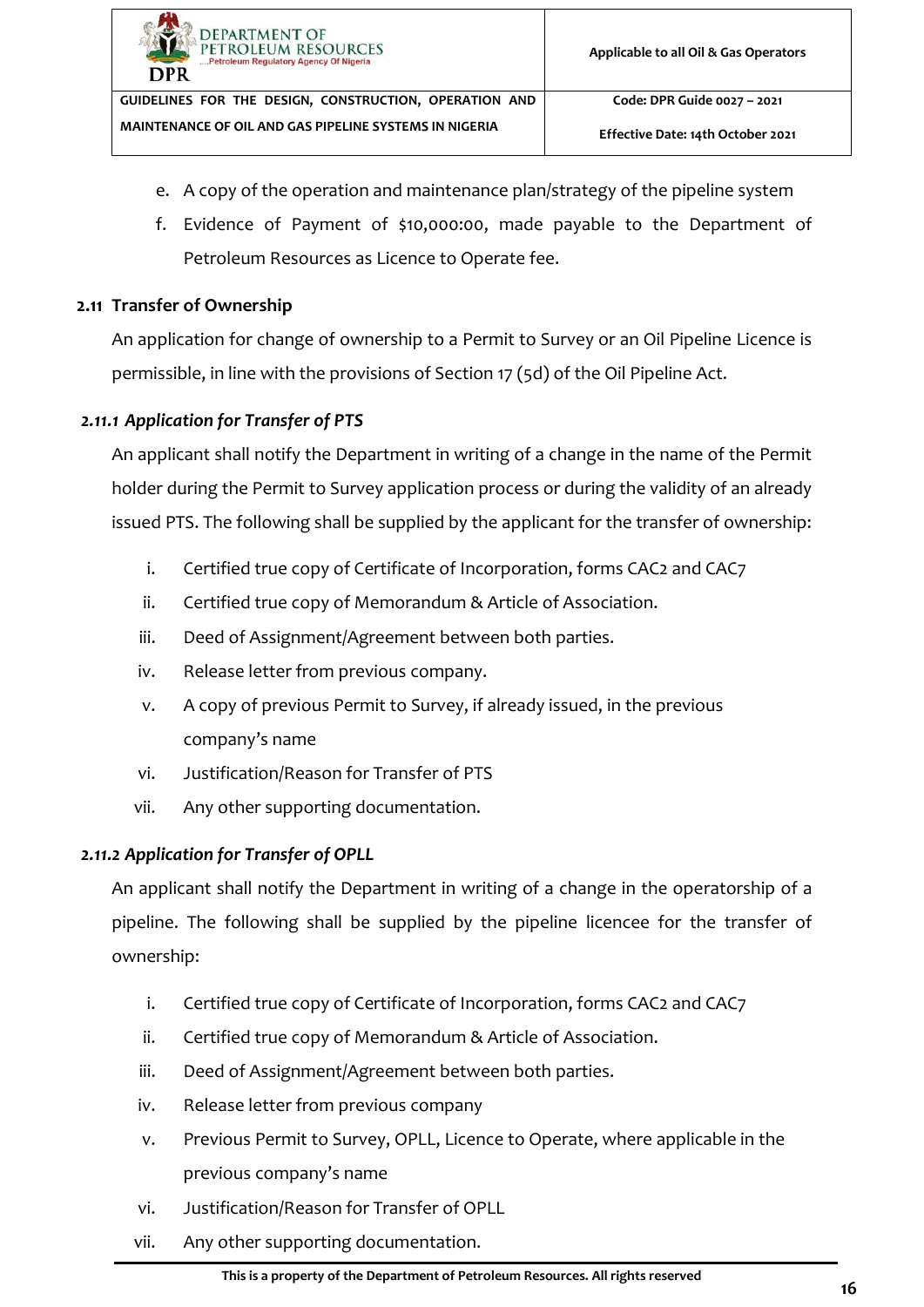e. A copy of the operation and maintenance plan/strategy of the pipeline system
f. Evidence of Payment of $10,000:00, made payable to the Department of Petroleum Resources as Licence to Operate fee.

### 2.11 Transfer of Ownership

An application for change of ownership to a Permit to Survey or an Oil Pipeline Licence is permissible, in line with the provisions of Section 17 (5d) of the Oil Pipeline Act.

#### *2.11.1 Application for Transfer of PTS*

An applicant shall notify the Department in writing of a change in the name of the Permit holder during the Permit to Survey application process or during the validity of an already issued PTS. The following shall be supplied by the applicant for the transfer of ownership:

i. Certified true copy of Certificate of Incorporation, forms CAC2 and CAC7
ii. Certified true copy of Memorandum & Article of Association.
iii. Deed of Assignment/Agreement between both parties.
iv. Release letter from previous company.
v. A copy of previous Permit to Survey, if already issued, in the previous company's name
vi. Justification/Reason for Transfer of PTS
vii. Any other supporting documentation.

#### *2.11.2 Application for Transfer of OPLL*

An applicant shall notify the Department in writing of a change in the operatorship of a pipeline. The following shall be supplied by the pipeline licencee for the transfer of ownership:

i. Certified true copy of Certificate of Incorporation, forms CAC2 and CAC7
ii. Certified true copy of Memorandum & Article of Association.
iii. Deed of Assignment/Agreement between both parties.
iv. Release letter from previous company
v. Previous Permit to Survey, OPLL, Licence to Operate, where applicable in the previous company's name
vi. Justification/Reason for Transfer of OPLL
vii. Any other supporting documentation.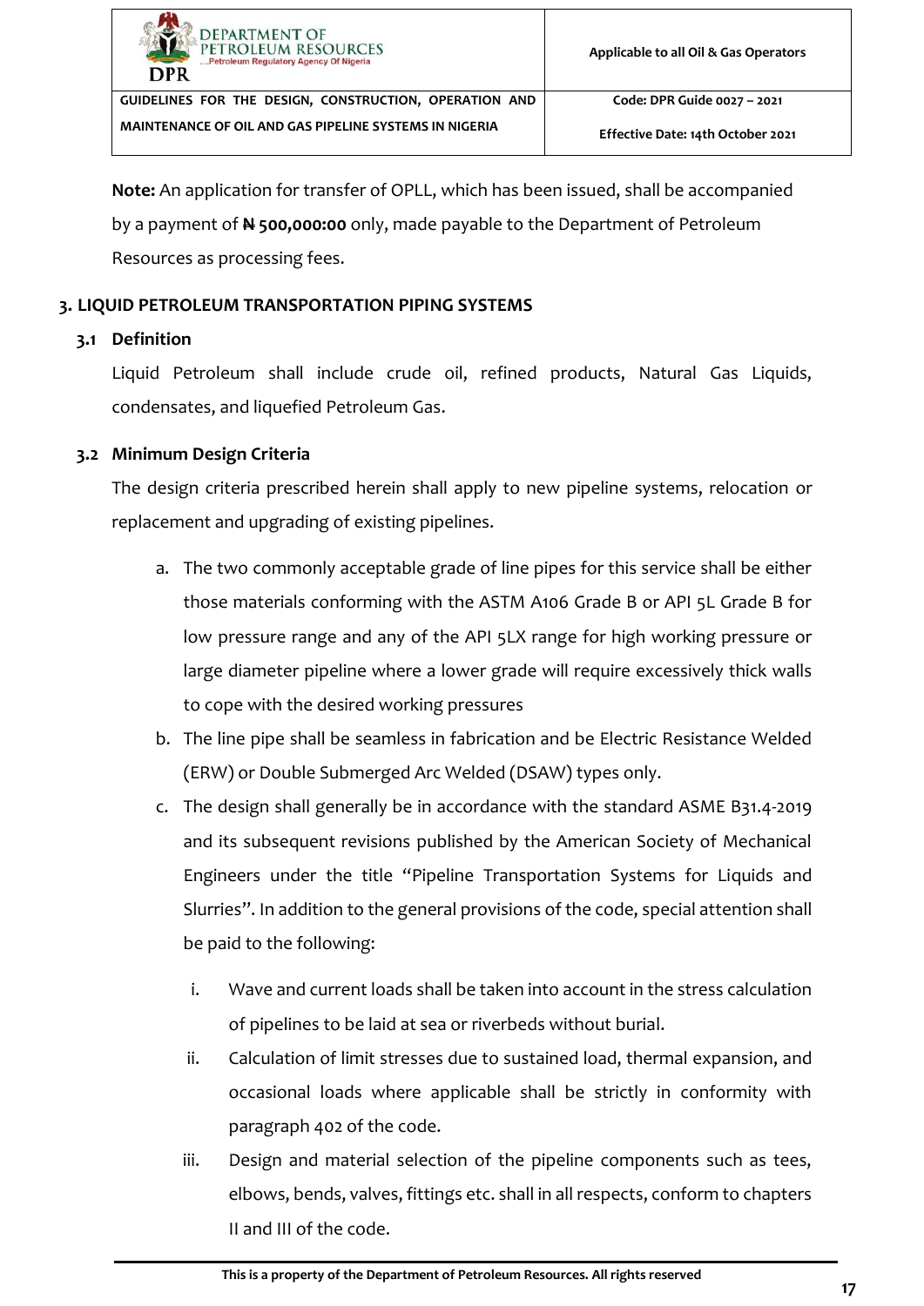**Note:** An application for transfer of OPLL, which has been issued, shall be accompanied by a payment of **₦ 500,000:00** only, made payable to the Department of Petroleum Resources as processing fees.

## 3. LIQUID PETROLEUM TRANSPORTATION PIPING SYSTEMS

### 3.1 Definition

Liquid Petroleum shall include crude oil, refined products, Natural Gas Liquids, condensates, and liquefied Petroleum Gas.

### 3.2 Minimum Design Criteria

The design criteria prescribed herein shall apply to new pipeline systems, relocation or replacement and upgrading of existing pipelines.

a. The two commonly acceptable grade of line pipes for this service shall be either those materials conforming with the ASTM A106 Grade B or API 5L Grade B for low pressure range and any of the API 5LX range for high working pressure or large diameter pipeline where a lower grade will require excessively thick walls to cope with the desired working pressures

b. The line pipe shall be seamless in fabrication and be Electric Resistance Welded (ERW) or Double Submerged Arc Welded (DSAW) types only.

c. The design shall generally be in accordance with the standard ASME B31.4-2019 and its subsequent revisions published by the American Society of Mechanical Engineers under the title "Pipeline Transportation Systems for Liquids and Slurries". In addition to the general provisions of the code, special attention shall be paid to the following:

   i. Wave and current loads shall be taken into account in the stress calculation of pipelines to be laid at sea or riverbeds without burial.

   ii. Calculation of limit stresses due to sustained load, thermal expansion, and occasional loads where applicable shall be strictly in conformity with paragraph 402 of the code.

   iii. Design and material selection of the pipeline components such as tees, elbows, bends, valves, fittings etc. shall in all respects, conform to chapters II and III of the code.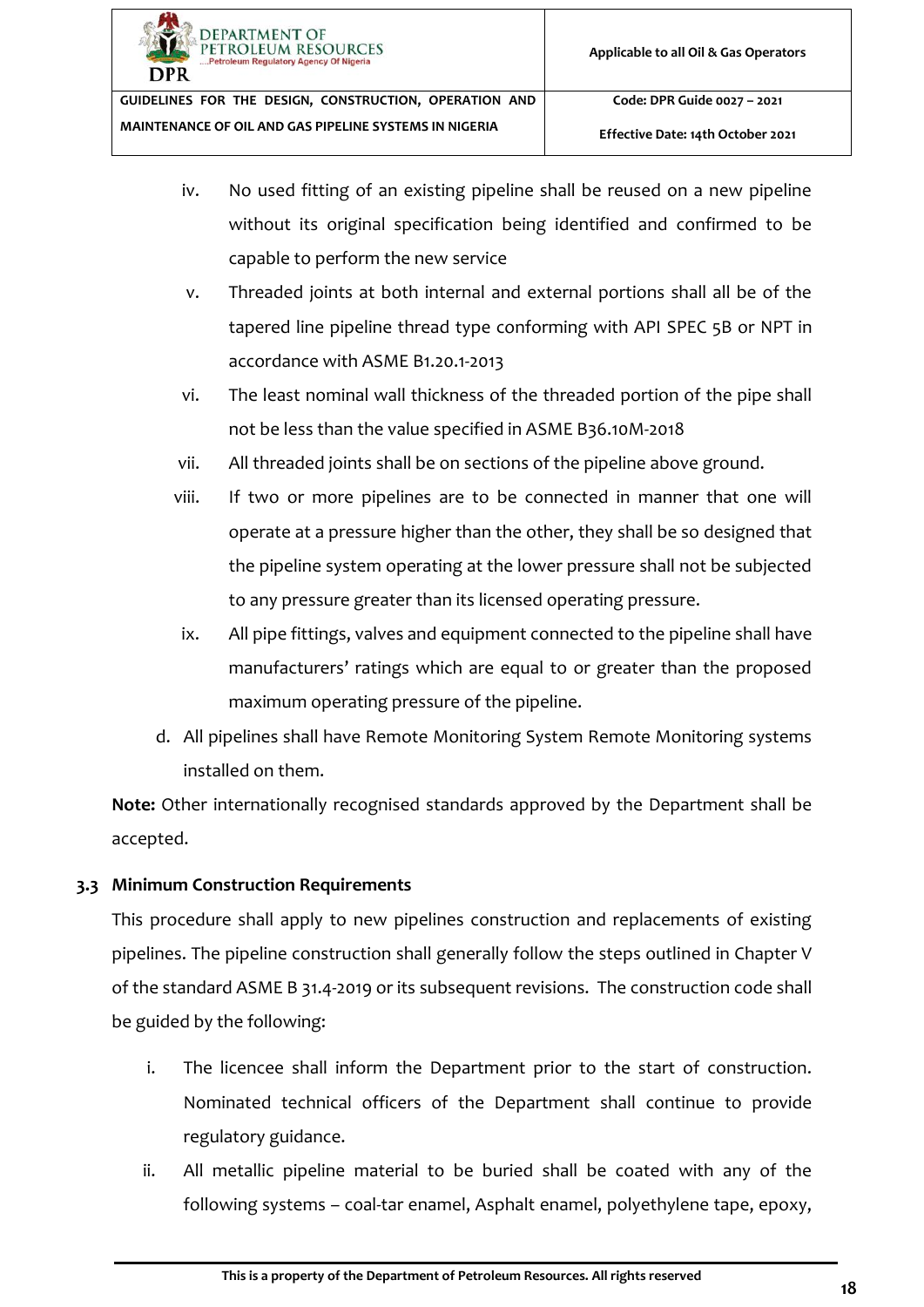iv. No used fitting of an existing pipeline shall be reused on a new pipeline without its original specification being identified and confirmed to be capable to perform the new service

v. Threaded joints at both internal and external portions shall all be of the tapered line pipeline thread type conforming with API SPEC 5B or NPT in accordance with ASME B1.20.1-2013

vi. The least nominal wall thickness of the threaded portion of the pipe shall not be less than the value specified in ASME B36.10M-2018

vii. All threaded joints shall be on sections of the pipeline above ground.

viii. If two or more pipelines are to be connected in manner that one will operate at a pressure higher than the other, they shall be so designed that the pipeline system operating at the lower pressure shall not be subjected to any pressure greater than its licensed operating pressure.

ix. All pipe fittings, valves and equipment connected to the pipeline shall have manufacturers' ratings which are equal to or greater than the proposed maximum operating pressure of the pipeline.

d. All pipelines shall have Remote Monitoring System Remote Monitoring systems installed on them.

**Note:** Other internationally recognised standards approved by the Department shall be accepted.

### 3.3 Minimum Construction Requirements

This procedure shall apply to new pipelines construction and replacements of existing pipelines. The pipeline construction shall generally follow the steps outlined in Chapter V of the standard ASME B 31.4-2019 or its subsequent revisions. The construction code shall be guided by the following:

i. The licencee shall inform the Department prior to the start of construction. Nominated technical officers of the Department shall continue to provide regulatory guidance.

ii. All metallic pipeline material to be buried shall be coated with any of the following systems – coal-tar enamel, Asphalt enamel, polyethylene tape, epoxy,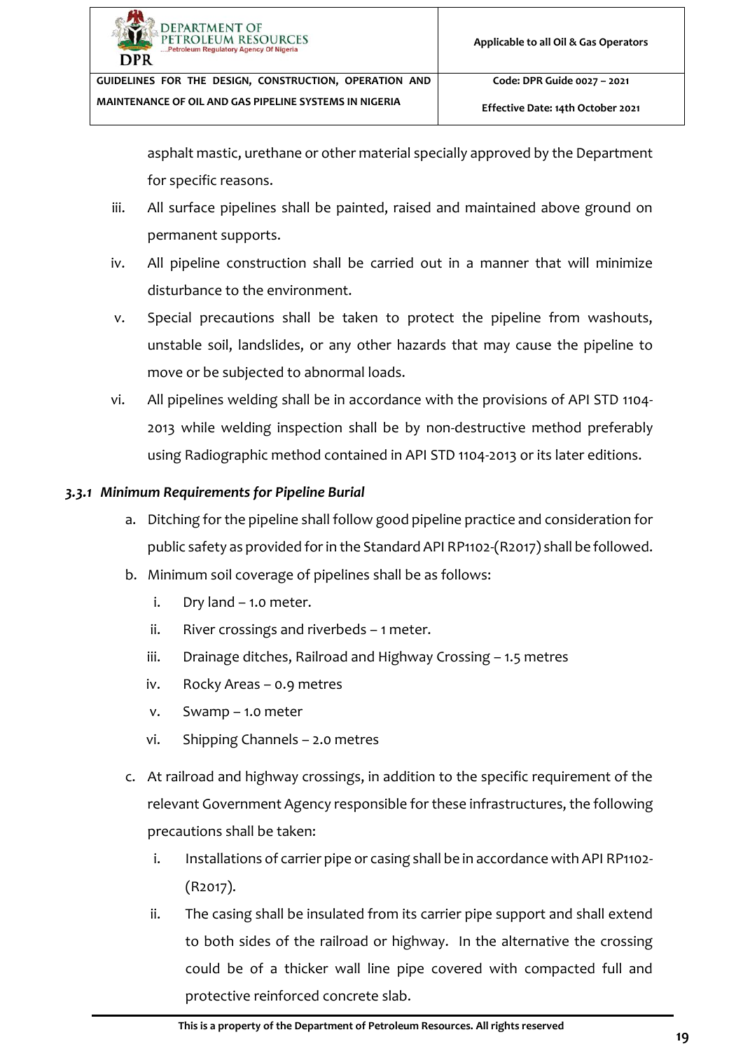asphalt mastic, urethane or other material specially approved by the Department for specific reasons.

iii. All surface pipelines shall be painted, raised and maintained above ground on permanent supports.

iv. All pipeline construction shall be carried out in a manner that will minimize disturbance to the environment.

v. Special precautions shall be taken to protect the pipeline from washouts, unstable soil, landslides, or any other hazards that may cause the pipeline to move or be subjected to abnormal loads.

vi. All pipelines welding shall be in accordance with the provisions of API STD 1104-2013 while welding inspection shall be by non-destructive method preferably using Radiographic method contained in API STD 1104-2013 or its later editions.

### *3.3.1 Minimum Requirements for Pipeline Burial*

a. Ditching for the pipeline shall follow good pipeline practice and consideration for public safety as provided for in the Standard API RP1102-(R2017) shall be followed.

b. Minimum soil coverage of pipelines shall be as follows:

   i. Dry land – 1.0 meter.

   ii. River crossings and riverbeds – 1 meter.

   iii. Drainage ditches, Railroad and Highway Crossing – 1.5 metres

   iv. Rocky Areas – 0.9 metres

   v. Swamp – 1.0 meter

   vi. Shipping Channels – 2.0 metres

c. At railroad and highway crossings, in addition to the specific requirement of the relevant Government Agency responsible for these infrastructures, the following precautions shall be taken:

   i. Installations of carrier pipe or casing shall be in accordance with API RP1102-(R2017).

   ii. The casing shall be insulated from its carrier pipe support and shall extend to both sides of the railroad or highway. In the alternative the crossing could be of a thicker wall line pipe covered with compacted full and protective reinforced concrete slab.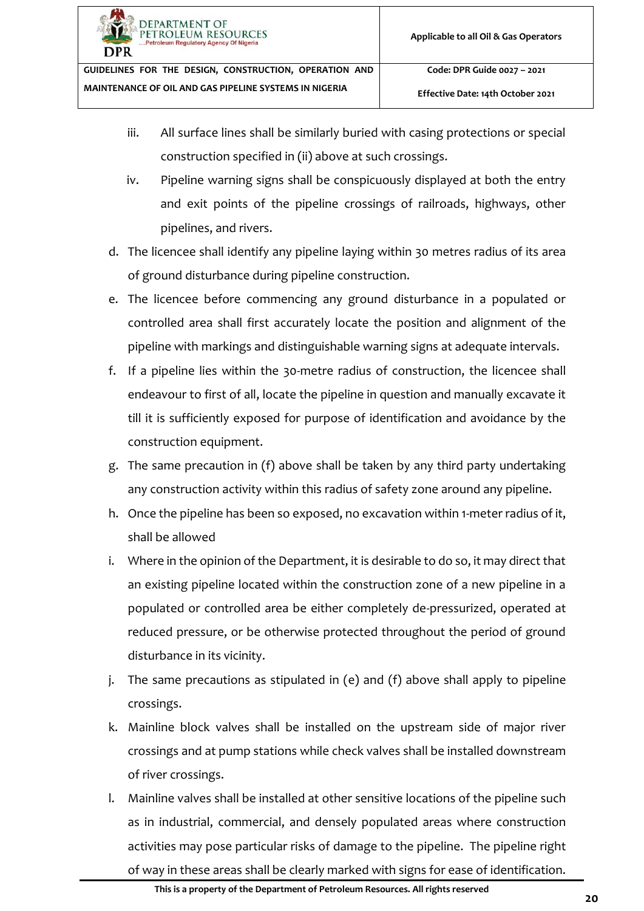iii. All surface lines shall be similarly buried with casing protections or special construction specified in (ii) above at such crossings.

iv. Pipeline warning signs shall be conspicuously displayed at both the entry and exit points of the pipeline crossings of railroads, highways, other pipelines, and rivers.

d. The licencee shall identify any pipeline laying within 30 metres radius of its area of ground disturbance during pipeline construction.

e. The licencee before commencing any ground disturbance in a populated or controlled area shall first accurately locate the position and alignment of the pipeline with markings and distinguishable warning signs at adequate intervals.

f. If a pipeline lies within the 30-metre radius of construction, the licencee shall endeavour to first of all, locate the pipeline in question and manually excavate it till it is sufficiently exposed for purpose of identification and avoidance by the construction equipment.

g. The same precaution in (f) above shall be taken by any third party undertaking any construction activity within this radius of safety zone around any pipeline.

h. Once the pipeline has been so exposed, no excavation within 1-meter radius of it, shall be allowed

i. Where in the opinion of the Department, it is desirable to do so, it may direct that an existing pipeline located within the construction zone of a new pipeline in a populated or controlled area be either completely de-pressurized, operated at reduced pressure, or be otherwise protected throughout the period of ground disturbance in its vicinity.

j. The same precautions as stipulated in (e) and (f) above shall apply to pipeline crossings.

k. Mainline block valves shall be installed on the upstream side of major river crossings and at pump stations while check valves shall be installed downstream of river crossings.

l. Mainline valves shall be installed at other sensitive locations of the pipeline such as in industrial, commercial, and densely populated areas where construction activities may pose particular risks of damage to the pipeline. The pipeline right of way in these areas shall be clearly marked with signs for ease of identification.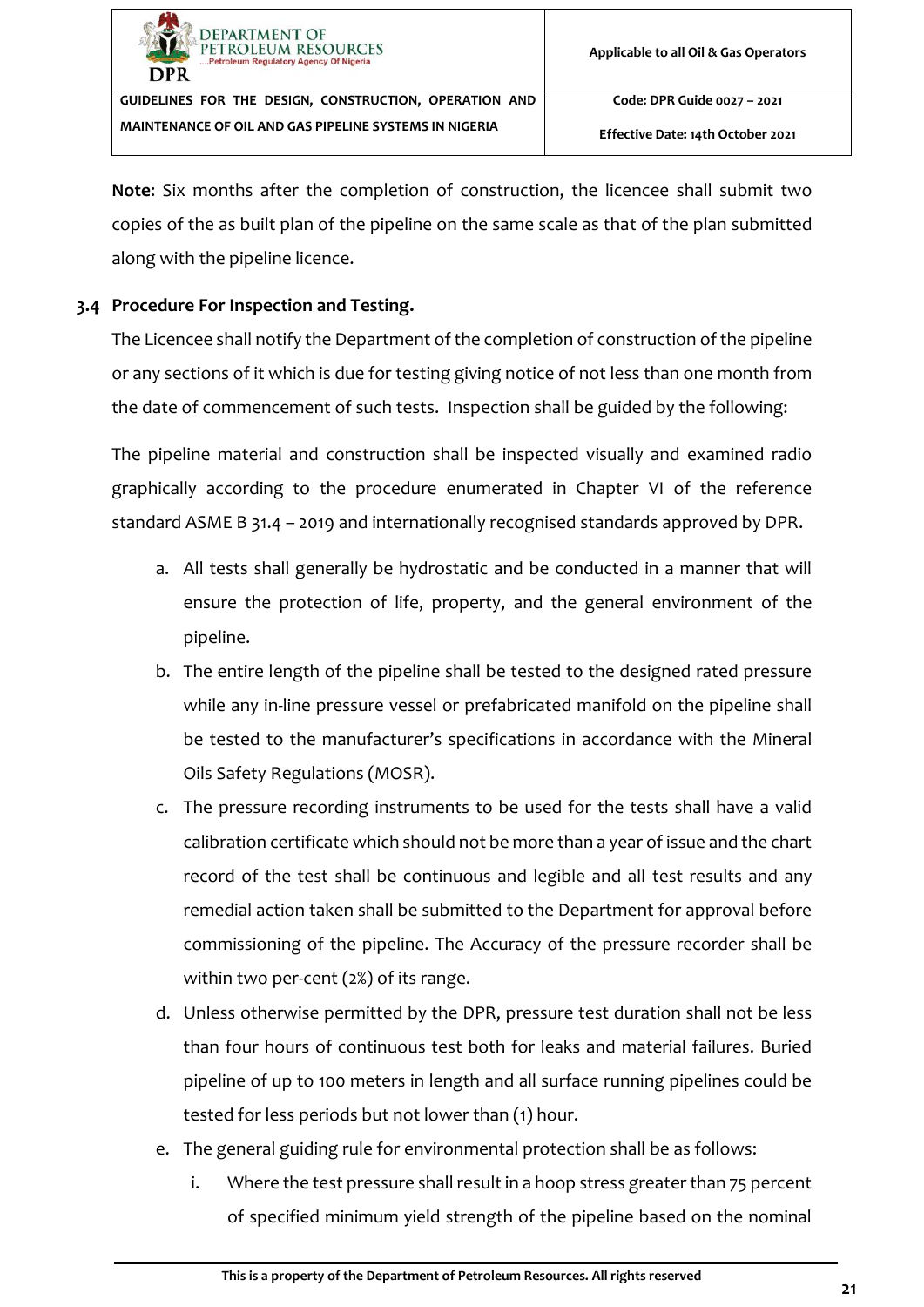**Note**: Six months after the completion of construction, the licencee shall submit two copies of the as built plan of the pipeline on the same scale as that of the plan submitted along with the pipeline licence.

### 3.4 Procedure For Inspection and Testing.

The Licencee shall notify the Department of the completion of construction of the pipeline or any sections of it which is due for testing giving notice of not less than one month from the date of commencement of such tests. Inspection shall be guided by the following:

The pipeline material and construction shall be inspected visually and examined radio graphically according to the procedure enumerated in Chapter VI of the reference standard ASME B 31.4 – 2019 and internationally recognised standards approved by DPR.

a. All tests shall generally be hydrostatic and be conducted in a manner that will ensure the protection of life, property, and the general environment of the pipeline.

b. The entire length of the pipeline shall be tested to the designed rated pressure while any in-line pressure vessel or prefabricated manifold on the pipeline shall be tested to the manufacturer's specifications in accordance with the Mineral Oils Safety Regulations (MOSR).

c. The pressure recording instruments to be used for the tests shall have a valid calibration certificate which should not be more than a year of issue and the chart record of the test shall be continuous and legible and all test results and any remedial action taken shall be submitted to the Department for approval before commissioning of the pipeline. The Accuracy of the pressure recorder shall be within two per-cent (2%) of its range.

d. Unless otherwise permitted by the DPR, pressure test duration shall not be less than four hours of continuous test both for leaks and material failures. Buried pipeline of up to 100 meters in length and all surface running pipelines could be tested for less periods but not lower than (1) hour.

e. The general guiding rule for environmental protection shall be as follows:

   i. Where the test pressure shall result in a hoop stress greater than 75 percent of specified minimum yield strength of the pipeline based on the nominal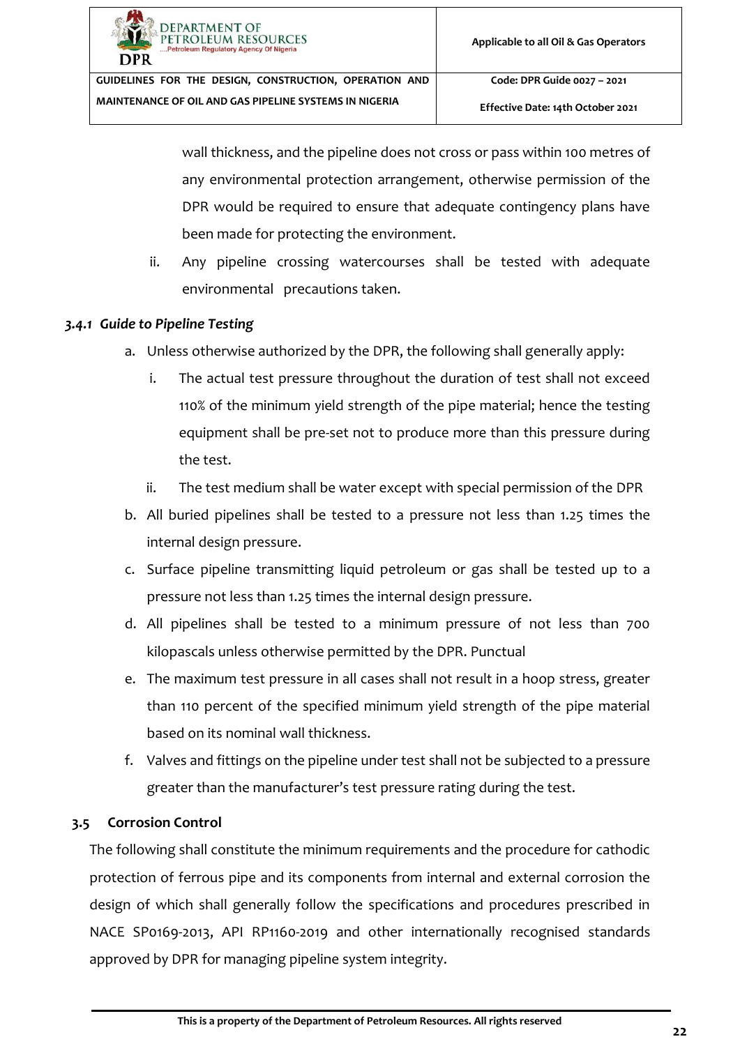wall thickness, and the pipeline does not cross or pass within 100 metres of any environmental protection arrangement, otherwise permission of the DPR would be required to ensure that adequate contingency plans have been made for protecting the environment.

ii. Any pipeline crossing watercourses shall be tested with adequate environmental precautions taken.

### *3.4.1 Guide to Pipeline Testing*

a. Unless otherwise authorized by the DPR, the following shall generally apply:

   i. The actual test pressure throughout the duration of test shall not exceed 110% of the minimum yield strength of the pipe material; hence the testing equipment shall be pre-set not to produce more than this pressure during the test.

   ii. The test medium shall be water except with special permission of the DPR

b. All buried pipelines shall be tested to a pressure not less than 1.25 times the internal design pressure.

c. Surface pipeline transmitting liquid petroleum or gas shall be tested up to a pressure not less than 1.25 times the internal design pressure.

d. All pipelines shall be tested to a minimum pressure of not less than 700 kilopascals unless otherwise permitted by the DPR. Punctual

e. The maximum test pressure in all cases shall not result in a hoop stress, greater than 110 percent of the specified minimum yield strength of the pipe material based on its nominal wall thickness.

f. Valves and fittings on the pipeline under test shall not be subjected to a pressure greater than the manufacturer's test pressure rating during the test.

## 3.5 Corrosion Control

The following shall constitute the minimum requirements and the procedure for cathodic protection of ferrous pipe and its components from internal and external corrosion the design of which shall generally follow the specifications and procedures prescribed in NACE SP0169-2013, API RP1160-2019 and other internationally recognised standards approved by DPR for managing pipeline system integrity.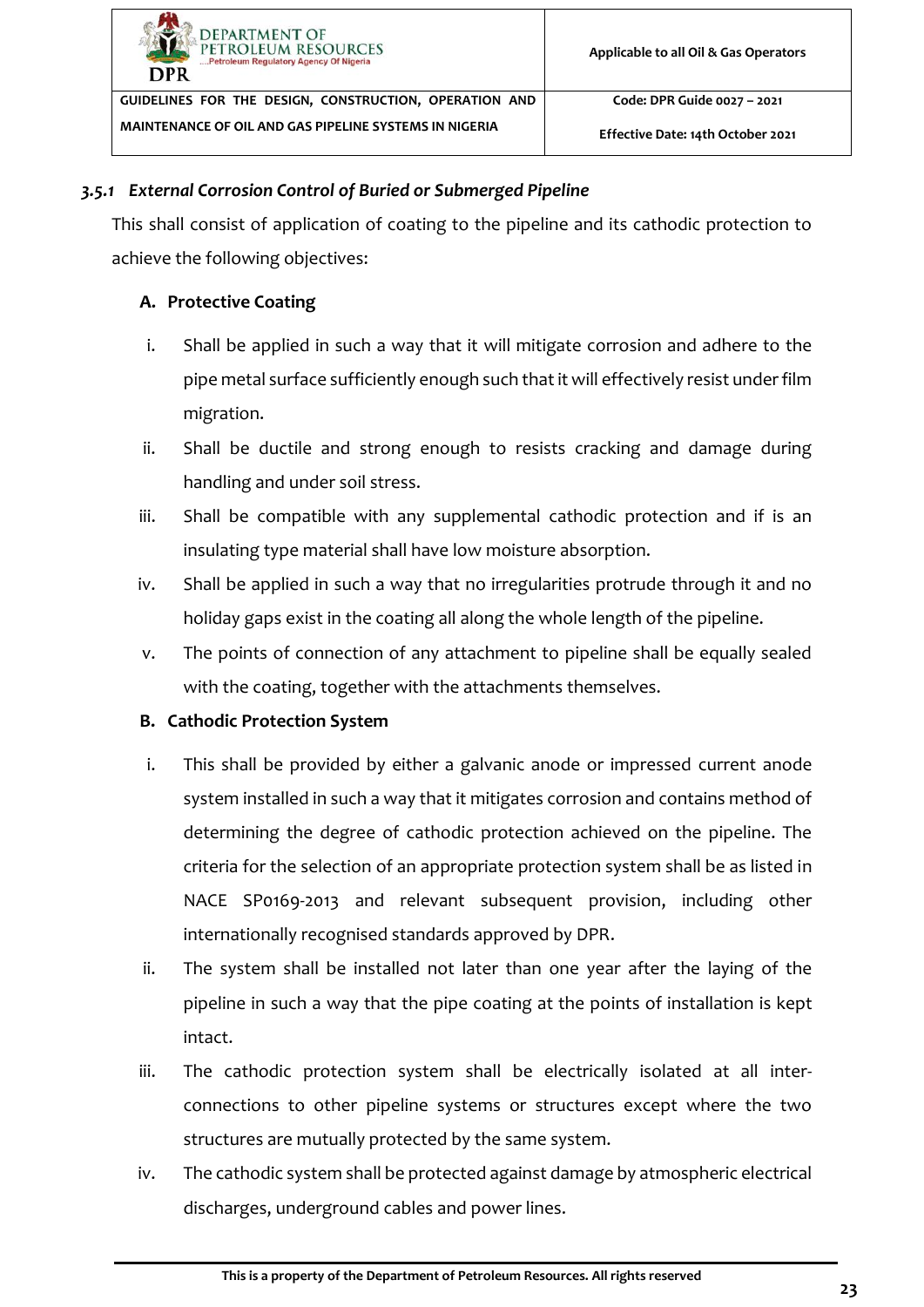### *3.5.1 External Corrosion Control of Buried or Submerged Pipeline*

This shall consist of application of coating to the pipeline and its cathodic protection to achieve the following objectives:

**A. Protective Coating**

i. Shall be applied in such a way that it will mitigate corrosion and adhere to the pipe metal surface sufficiently enough such that it will effectively resist under film migration.

ii. Shall be ductile and strong enough to resists cracking and damage during handling and under soil stress.

iii. Shall be compatible with any supplemental cathodic protection and if is an insulating type material shall have low moisture absorption.

iv. Shall be applied in such a way that no irregularities protrude through it and no holiday gaps exist in the coating all along the whole length of the pipeline.

v. The points of connection of any attachment to pipeline shall be equally sealed with the coating, together with the attachments themselves.

**B. Cathodic Protection System**

i. This shall be provided by either a galvanic anode or impressed current anode system installed in such a way that it mitigates corrosion and contains method of determining the degree of cathodic protection achieved on the pipeline. The criteria for the selection of an appropriate protection system shall be as listed in NACE SP0169-2013 and relevant subsequent provision, including other internationally recognised standards approved by DPR.

ii. The system shall be installed not later than one year after the laying of the pipeline in such a way that the pipe coating at the points of installation is kept intact.

iii. The cathodic protection system shall be electrically isolated at all inter-connections to other pipeline systems or structures except where the two structures are mutually protected by the same system.

iv. The cathodic system shall be protected against damage by atmospheric electrical discharges, underground cables and power lines.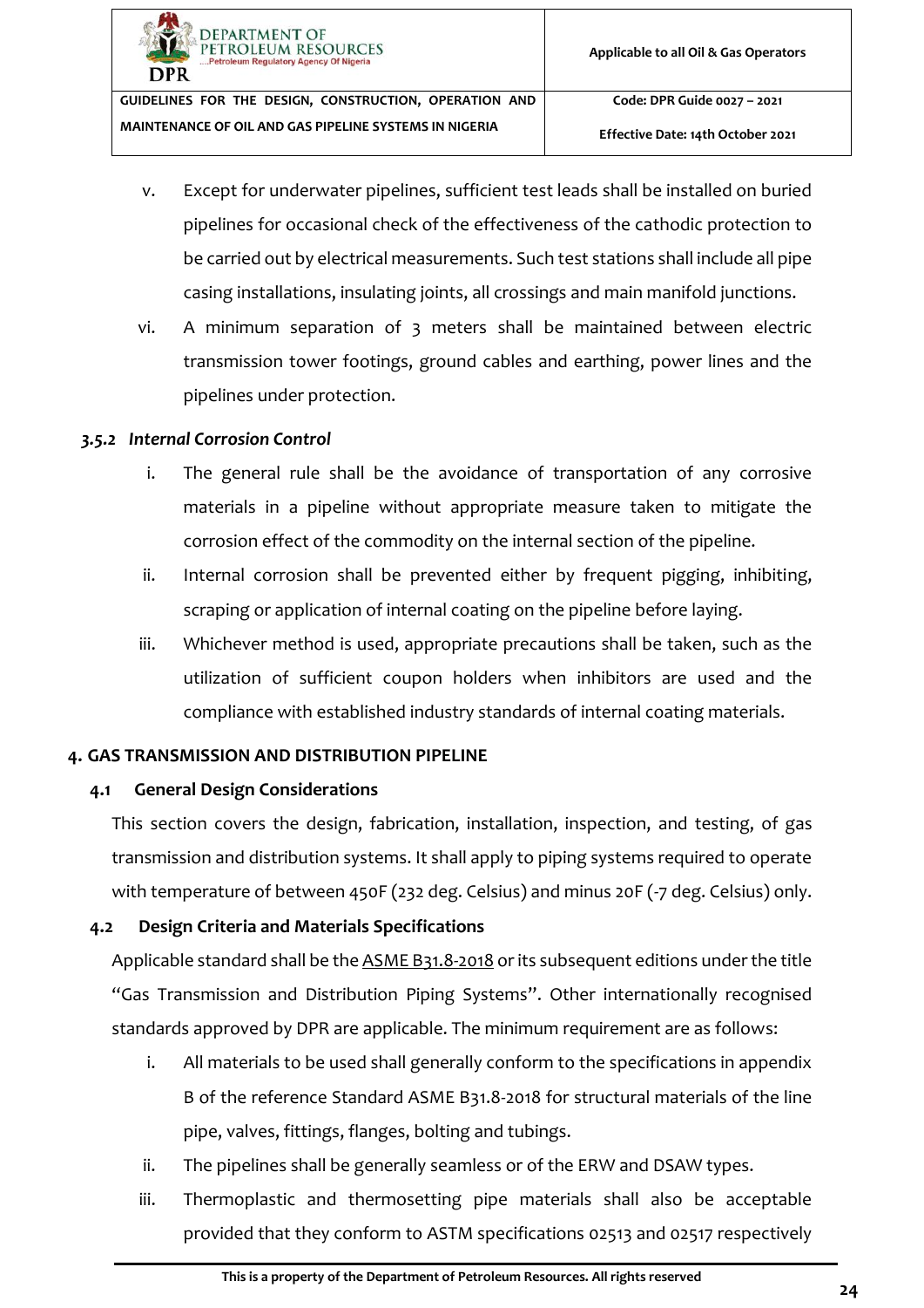v. Except for underwater pipelines, sufficient test leads shall be installed on buried pipelines for occasional check of the effectiveness of the cathodic protection to be carried out by electrical measurements. Such test stations shall include all pipe casing installations, insulating joints, all crossings and main manifold junctions.

vi. A minimum separation of 3 meters shall be maintained between electric transmission tower footings, ground cables and earthing, power lines and the pipelines under protection.

#### *3.5.2 Internal Corrosion Control*

i. The general rule shall be the avoidance of transportation of any corrosive materials in a pipeline without appropriate measure taken to mitigate the corrosion effect of the commodity on the internal section of the pipeline.

ii. Internal corrosion shall be prevented either by frequent pigging, inhibiting, scraping or application of internal coating on the pipeline before laying.

iii. Whichever method is used, appropriate precautions shall be taken, such as the utilization of sufficient coupon holders when inhibitors are used and the compliance with established industry standards of internal coating materials.

## 4. GAS TRANSMISSION AND DISTRIBUTION PIPELINE

### 4.1 General Design Considerations

This section covers the design, fabrication, installation, inspection, and testing, of gas transmission and distribution systems. It shall apply to piping systems required to operate with temperature of between 450F (232 deg. Celsius) and minus 20F (-7 deg. Celsius) only.

### 4.2 Design Criteria and Materials Specifications

Applicable standard shall be the ASME B31.8-2018 or its subsequent editions under the title "Gas Transmission and Distribution Piping Systems". Other internationally recognised standards approved by DPR are applicable. The minimum requirement are as follows:

i. All materials to be used shall generally conform to the specifications in appendix B of the reference Standard ASME B31.8-2018 for structural materials of the line pipe, valves, fittings, flanges, bolting and tubings.

ii. The pipelines shall be generally seamless or of the ERW and DSAW types.

iii. Thermoplastic and thermosetting pipe materials shall also be acceptable provided that they conform to ASTM specifications 02513 and 02517 respectively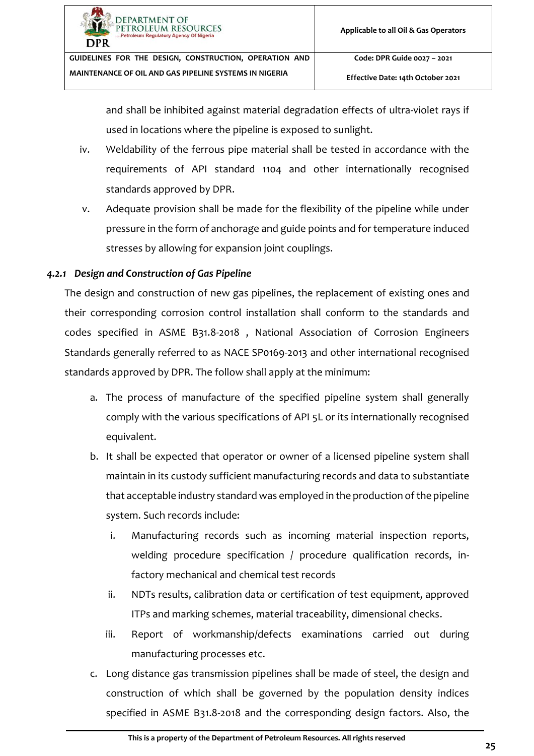and shall be inhibited against material degradation effects of ultra-violet rays if used in locations where the pipeline is exposed to sunlight.

iv. Weldability of the ferrous pipe material shall be tested in accordance with the requirements of API standard 1104 and other internationally recognised standards approved by DPR.

v. Adequate provision shall be made for the flexibility of the pipeline while under pressure in the form of anchorage and guide points and for temperature induced stresses by allowing for expansion joint couplings.

#### *4.2.1 Design and Construction of Gas Pipeline*

The design and construction of new gas pipelines, the replacement of existing ones and their corresponding corrosion control installation shall conform to the standards and codes specified in ASME B31.8-2018 , National Association of Corrosion Engineers Standards generally referred to as NACE SP0169-2013 and other international recognised standards approved by DPR. The follow shall apply at the minimum:

a. The process of manufacture of the specified pipeline system shall generally comply with the various specifications of API 5L or its internationally recognised equivalent.

b. It shall be expected that operator or owner of a licensed pipeline system shall maintain in its custody sufficient manufacturing records and data to substantiate that acceptable industry standard was employed in the production of the pipeline system. Such records include:

   i. Manufacturing records such as incoming material inspection reports, welding procedure specification / procedure qualification records, in-factory mechanical and chemical test records

   ii. NDTs results, calibration data or certification of test equipment, approved ITPs and marking schemes, material traceability, dimensional checks.

   iii. Report of workmanship/defects examinations carried out during manufacturing processes etc.

c. Long distance gas transmission pipelines shall be made of steel, the design and construction of which shall be governed by the population density indices specified in ASME B31.8-2018 and the corresponding design factors. Also, the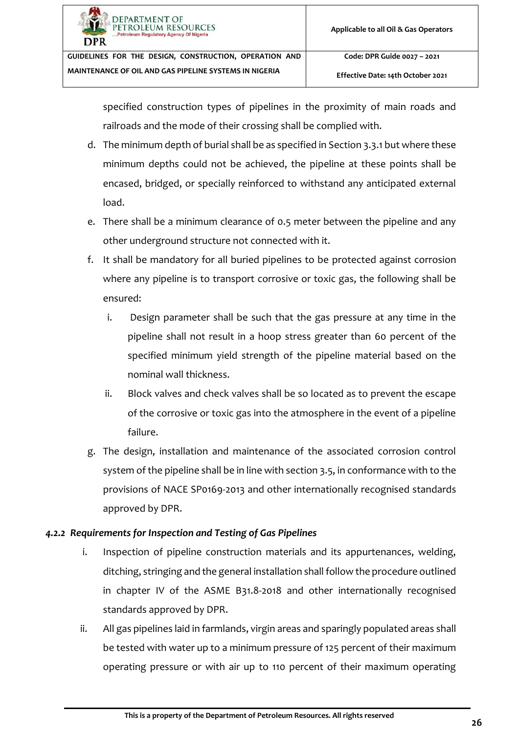specified construction types of pipelines in the proximity of main roads and railroads and the mode of their crossing shall be complied with.

d. The minimum depth of burial shall be as specified in Section 3.3.1 but where these minimum depths could not be achieved, the pipeline at these points shall be encased, bridged, or specially reinforced to withstand any anticipated external load.

e. There shall be a minimum clearance of 0.5 meter between the pipeline and any other underground structure not connected with it.

f. It shall be mandatory for all buried pipelines to be protected against corrosion where any pipeline is to transport corrosive or toxic gas, the following shall be ensured:

   i. Design parameter shall be such that the gas pressure at any time in the pipeline shall not result in a hoop stress greater than 60 percent of the specified minimum yield strength of the pipeline material based on the nominal wall thickness.

   ii. Block valves and check valves shall be so located as to prevent the escape of the corrosive or toxic gas into the atmosphere in the event of a pipeline failure.

g. The design, installation and maintenance of the associated corrosion control system of the pipeline shall be in line with section 3.5, in conformance with to the provisions of NACE SP0169-2013 and other internationally recognised standards approved by DPR.

#### *4.2.2 Requirements for Inspection and Testing of Gas Pipelines*

i. Inspection of pipeline construction materials and its appurtenances, welding, ditching, stringing and the general installation shall follow the procedure outlined in chapter IV of the ASME B31.8-2018 and other internationally recognised standards approved by DPR.

ii. All gas pipelines laid in farmlands, virgin areas and sparingly populated areas shall be tested with water up to a minimum pressure of 125 percent of their maximum operating pressure or with air up to 110 percent of their maximum operating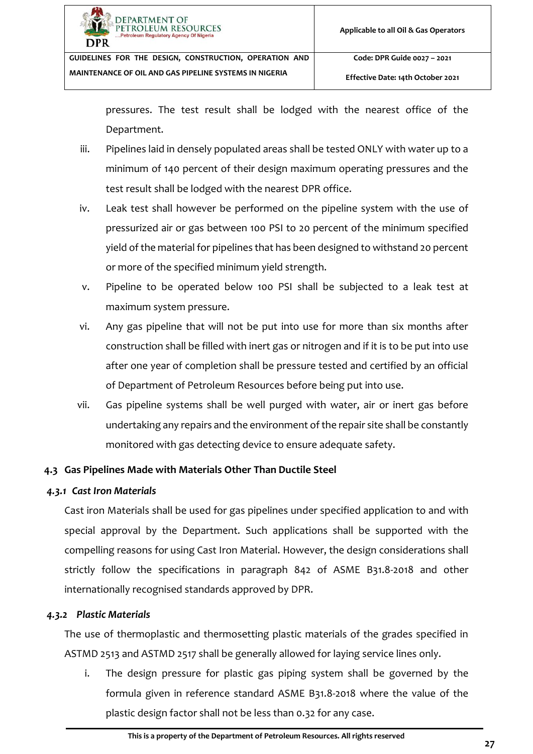pressures. The test result shall be lodged with the nearest office of the Department.

iii. Pipelines laid in densely populated areas shall be tested ONLY with water up to a minimum of 140 percent of their design maximum operating pressures and the test result shall be lodged with the nearest DPR office.

iv. Leak test shall however be performed on the pipeline system with the use of pressurized air or gas between 100 PSI to 20 percent of the minimum specified yield of the material for pipelines that has been designed to withstand 20 percent or more of the specified minimum yield strength.

v. Pipeline to be operated below 100 PSI shall be subjected to a leak test at maximum system pressure.

vi. Any gas pipeline that will not be put into use for more than six months after construction shall be filled with inert gas or nitrogen and if it is to be put into use after one year of completion shall be pressure tested and certified by an official of Department of Petroleum Resources before being put into use.

vii. Gas pipeline systems shall be well purged with water, air or inert gas before undertaking any repairs and the environment of the repair site shall be constantly monitored with gas detecting device to ensure adequate safety.

## 4.3 Gas Pipelines Made with Materials Other Than Ductile Steel

### *4.3.1 Cast Iron Materials*

Cast iron Materials shall be used for gas pipelines under specified application to and with special approval by the Department. Such applications shall be supported with the compelling reasons for using Cast Iron Material. However, the design considerations shall strictly follow the specifications in paragraph 842 of ASME B31.8-2018 and other internationally recognised standards approved by DPR.

### *4.3.2 Plastic Materials*

The use of thermoplastic and thermosetting plastic materials of the grades specified in ASTMD 2513 and ASTMD 2517 shall be generally allowed for laying service lines only.

i. The design pressure for plastic gas piping system shall be governed by the formula given in reference standard ASME B31.8-2018 where the value of the plastic design factor shall not be less than 0.32 for any case.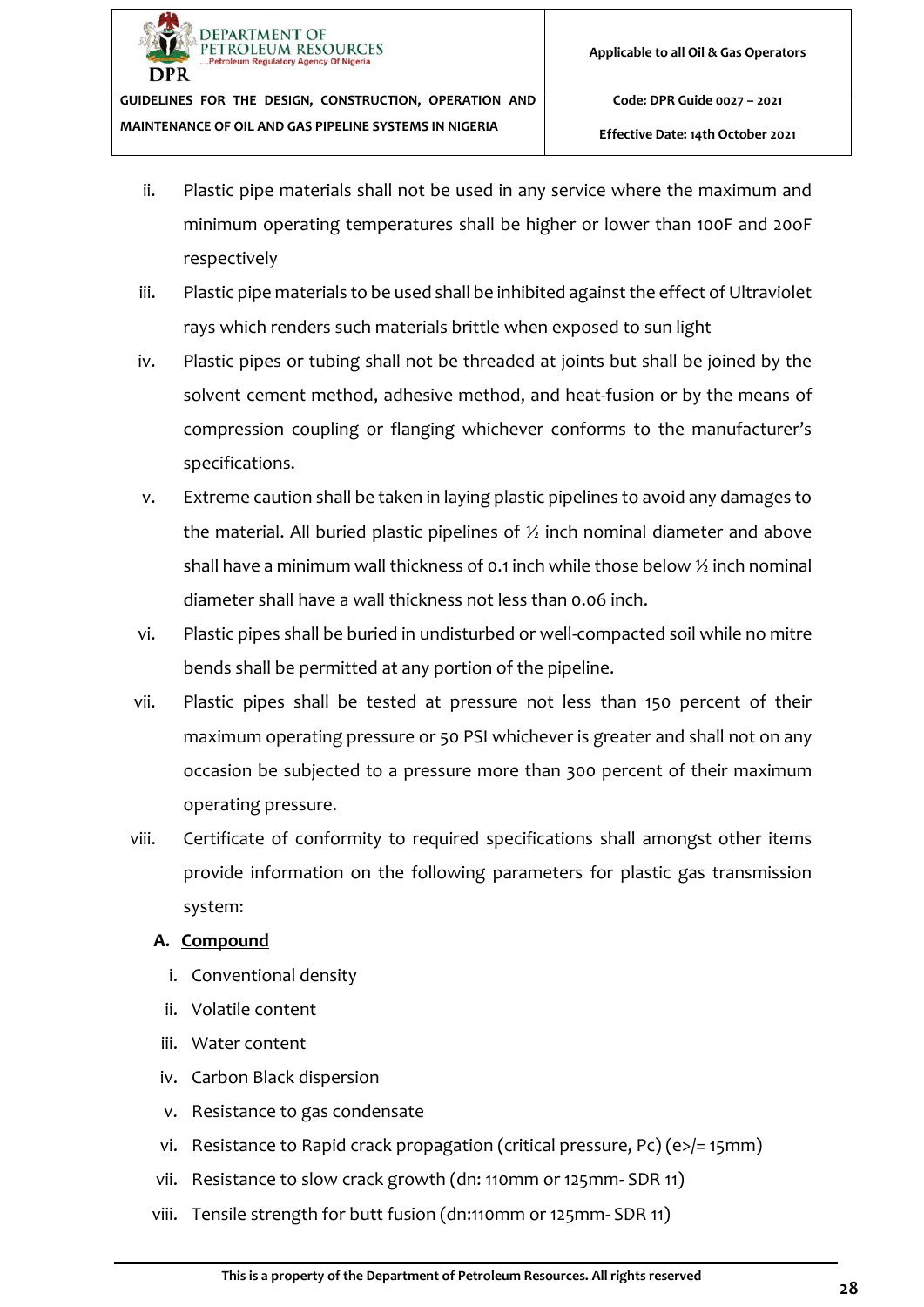ii. Plastic pipe materials shall not be used in any service where the maximum and minimum operating temperatures shall be higher or lower than 100F and 20oF respectively

iii. Plastic pipe materials to be used shall be inhibited against the effect of Ultraviolet rays which renders such materials brittle when exposed to sun light

iv. Plastic pipes or tubing shall not be threaded at joints but shall be joined by the solvent cement method, adhesive method, and heat-fusion or by the means of compression coupling or flanging whichever conforms to the manufacturer's specifications.

v. Extreme caution shall be taken in laying plastic pipelines to avoid any damages to the material. All buried plastic pipelines of ½ inch nominal diameter and above shall have a minimum wall thickness of 0.1 inch while those below ½ inch nominal diameter shall have a wall thickness not less than 0.06 inch.

vi. Plastic pipes shall be buried in undisturbed or well-compacted soil while no mitre bends shall be permitted at any portion of the pipeline.

vii. Plastic pipes shall be tested at pressure not less than 150 percent of their maximum operating pressure or 50 PSI whichever is greater and shall not on any occasion be subjected to a pressure more than 300 percent of their maximum operating pressure.

viii. Certificate of conformity to required specifications shall amongst other items provide information on the following parameters for plastic gas transmission system:

**A. <u>Compound</u>**

i. Conventional density
ii. Volatile content
iii. Water content
iv. Carbon Black dispersion
v. Resistance to gas condensate
vi. Resistance to Rapid crack propagation (critical pressure, Pc) (e>/= 15mm)
vii. Resistance to slow crack growth (dn: 110mm or 125mm- SDR 11)
viii. Tensile strength for butt fusion (dn:110mm or 125mm- SDR 11)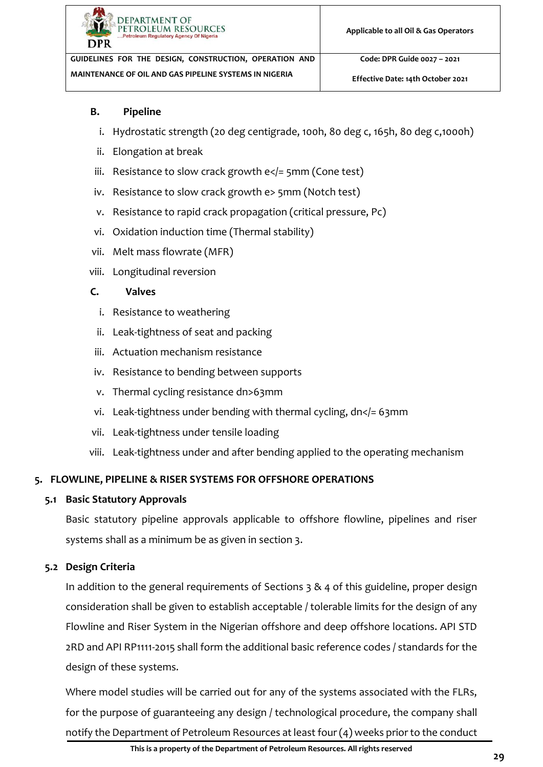**B. Pipeline**

i. Hydrostatic strength (20 deg centigrade, 100h, 80 deg c, 165h, 80 deg c,1000h)
ii. Elongation at break
iii. Resistance to slow crack growth e</= 5mm (Cone test)
iv. Resistance to slow crack growth e> 5mm (Notch test)
v. Resistance to rapid crack propagation (critical pressure, Pc)
vi. Oxidation induction time (Thermal stability)
vii. Melt mass flowrate (MFR)
viii. Longitudinal reversion

**C. Valves**

i. Resistance to weathering
ii. Leak-tightness of seat and packing
iii. Actuation mechanism resistance
iv. Resistance to bending between supports
v. Thermal cycling resistance dn>63mm
vi. Leak-tightness under bending with thermal cycling, dn</= 63mm
vii. Leak-tightness under tensile loading
viii. Leak-tightness under and after bending applied to the operating mechanism

## 5. FLOWLINE, PIPELINE & RISER SYSTEMS FOR OFFSHORE OPERATIONS

### 5.1 Basic Statutory Approvals

Basic statutory pipeline approvals applicable to offshore flowline, pipelines and riser systems shall as a minimum be as given in section 3.

### 5.2 Design Criteria

In addition to the general requirements of Sections 3 & 4 of this guideline, proper design consideration shall be given to establish acceptable / tolerable limits for the design of any Flowline and Riser System in the Nigerian offshore and deep offshore locations. API STD 2RD and API RP1111-2015 shall form the additional basic reference codes / standards for the design of these systems.

Where model studies will be carried out for any of the systems associated with the FLRs, for the purpose of guaranteeing any design / technological procedure, the company shall notify the Department of Petroleum Resources at least four (4) weeks prior to the conduct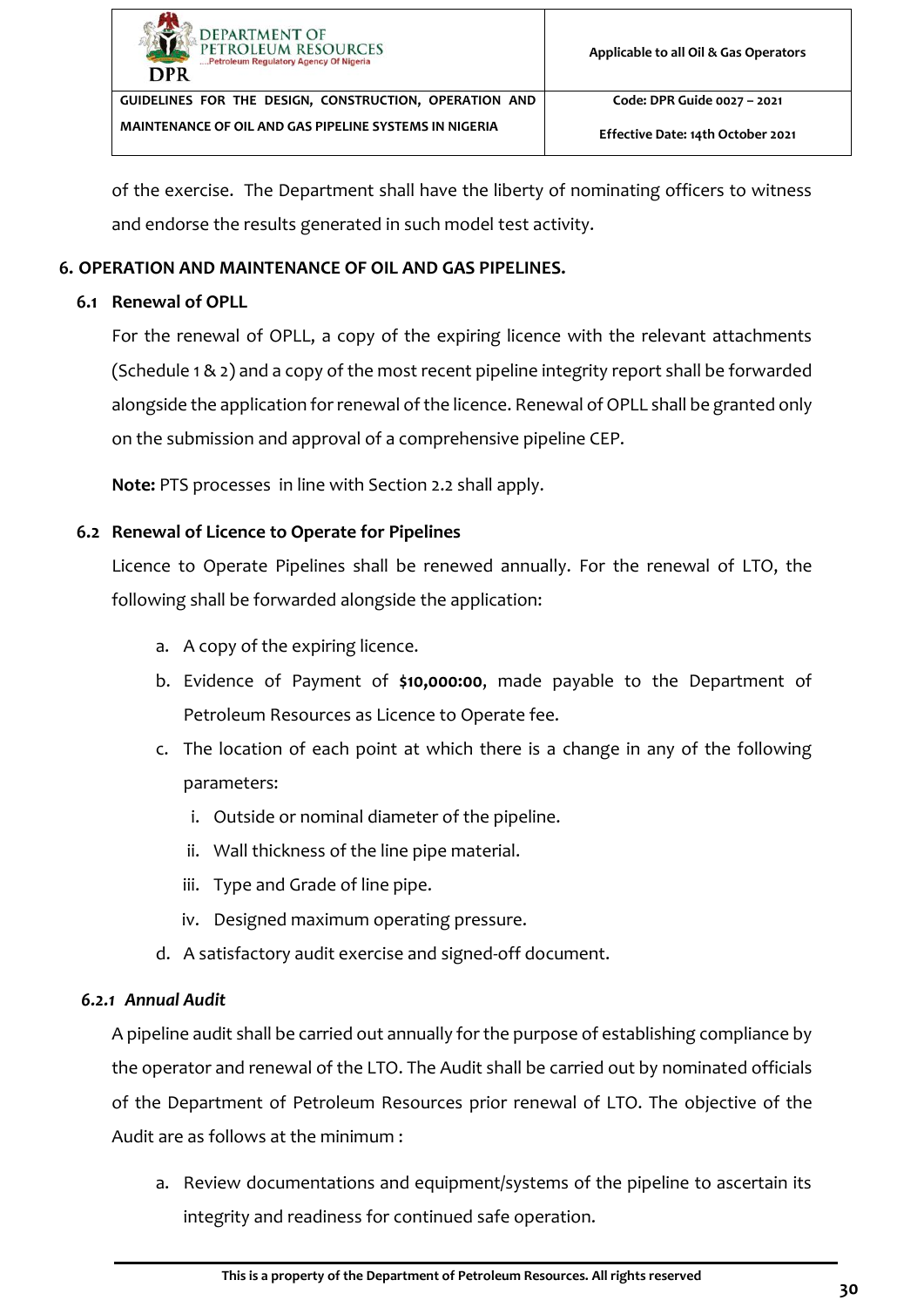of the exercise. The Department shall have the liberty of nominating officers to witness and endorse the results generated in such model test activity.

# 6. OPERATION AND MAINTENANCE OF OIL AND GAS PIPELINES.

## 6.1 Renewal of OPLL

For the renewal of OPLL, a copy of the expiring licence with the relevant attachments (Schedule 1 & 2) and a copy of the most recent pipeline integrity report shall be forwarded alongside the application for renewal of the licence. Renewal of OPLL shall be granted only on the submission and approval of a comprehensive pipeline CEP.

**Note:** PTS processes in line with Section 2.2 shall apply.

## 6.2 Renewal of Licence to Operate for Pipelines

Licence to Operate Pipelines shall be renewed annually. For the renewal of LTO, the following shall be forwarded alongside the application:

a. A copy of the expiring licence.
b. Evidence of Payment of **$10,000:00**, made payable to the Department of Petroleum Resources as Licence to Operate fee.
c. The location of each point at which there is a change in any of the following parameters:
   i. Outside or nominal diameter of the pipeline.
   ii. Wall thickness of the line pipe material.
   iii. Type and Grade of line pipe.
   iv. Designed maximum operating pressure.
d. A satisfactory audit exercise and signed-off document.

### *6.2.1 Annual Audit*

A pipeline audit shall be carried out annually for the purpose of establishing compliance by the operator and renewal of the LTO. The Audit shall be carried out by nominated officials of the Department of Petroleum Resources prior renewal of LTO. The objective of the Audit are as follows at the minimum :

a. Review documentations and equipment/systems of the pipeline to ascertain its integrity and readiness for continued safe operation.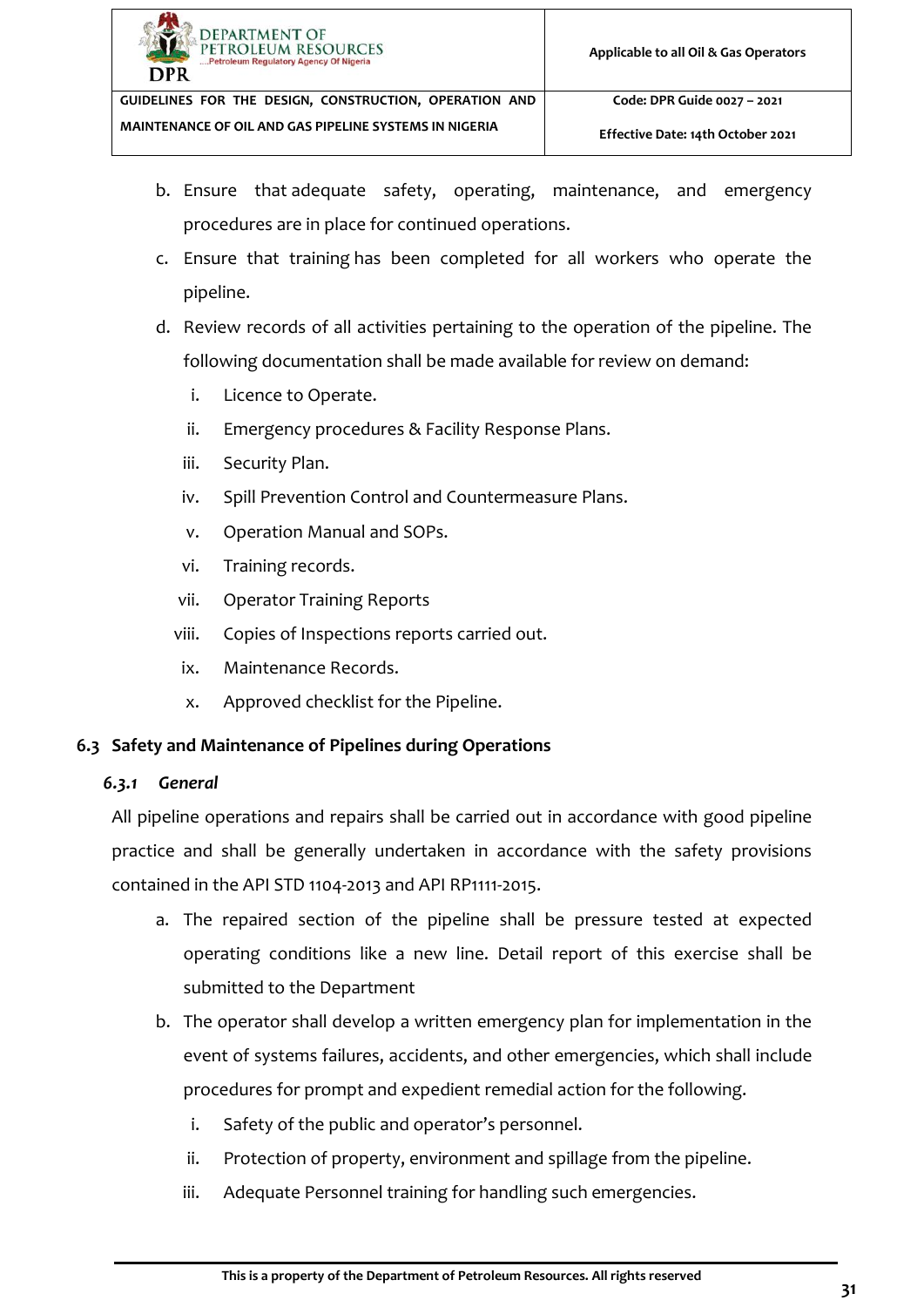b. Ensure that adequate safety, operating, maintenance, and emergency procedures are in place for continued operations.

c. Ensure that training has been completed for all workers who operate the pipeline.

d. Review records of all activities pertaining to the operation of the pipeline. The following documentation shall be made available for review on demand:

   i. Licence to Operate.

   ii. Emergency procedures & Facility Response Plans.

   iii. Security Plan.

   iv. Spill Prevention Control and Countermeasure Plans.

   v. Operation Manual and SOPs.

   vi. Training records.

   vii. Operator Training Reports

   viii. Copies of Inspections reports carried out.

   ix. Maintenance Records.

   x. Approved checklist for the Pipeline.

## 6.3 Safety and Maintenance of Pipelines during Operations

### *6.3.1 General*

All pipeline operations and repairs shall be carried out in accordance with good pipeline practice and shall be generally undertaken in accordance with the safety provisions contained in the API STD 1104-2013 and API RP1111-2015.

a. The repaired section of the pipeline shall be pressure tested at expected operating conditions like a new line. Detail report of this exercise shall be submitted to the Department

b. The operator shall develop a written emergency plan for implementation in the event of systems failures, accidents, and other emergencies, which shall include procedures for prompt and expedient remedial action for the following.

   i. Safety of the public and operator's personnel.

   ii. Protection of property, environment and spillage from the pipeline.

   iii. Adequate Personnel training for handling such emergencies.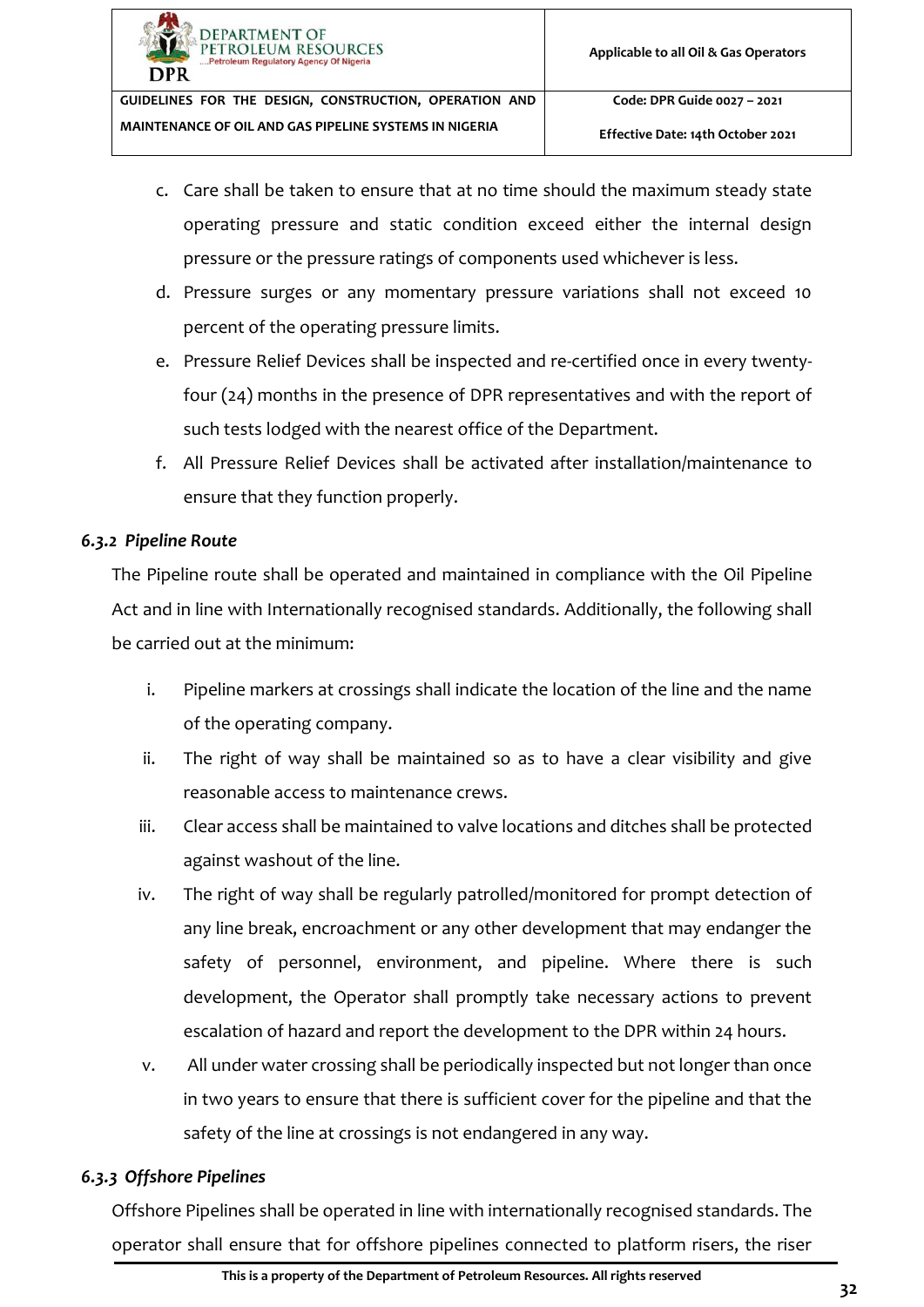c. Care shall be taken to ensure that at no time should the maximum steady state operating pressure and static condition exceed either the internal design pressure or the pressure ratings of components used whichever is less.

d. Pressure surges or any momentary pressure variations shall not exceed 10 percent of the operating pressure limits.

e. Pressure Relief Devices shall be inspected and re-certified once in every twenty-four (24) months in the presence of DPR representatives and with the report of such tests lodged with the nearest office of the Department.

f. All Pressure Relief Devices shall be activated after installation/maintenance to ensure that they function properly.

### *6.3.2 Pipeline Route*

The Pipeline route shall be operated and maintained in compliance with the Oil Pipeline Act and in line with Internationally recognised standards. Additionally, the following shall be carried out at the minimum:

i. Pipeline markers at crossings shall indicate the location of the line and the name of the operating company.

ii. The right of way shall be maintained so as to have a clear visibility and give reasonable access to maintenance crews.

iii. Clear access shall be maintained to valve locations and ditches shall be protected against washout of the line.

iv. The right of way shall be regularly patrolled/monitored for prompt detection of any line break, encroachment or any other development that may endanger the safety of personnel, environment, and pipeline. Where there is such development, the Operator shall promptly take necessary actions to prevent escalation of hazard and report the development to the DPR within 24 hours.

v. All under water crossing shall be periodically inspected but not longer than once in two years to ensure that there is sufficient cover for the pipeline and that the safety of the line at crossings is not endangered in any way.

### *6.3.3 Offshore Pipelines*

Offshore Pipelines shall be operated in line with internationally recognised standards. The operator shall ensure that for offshore pipelines connected to platform risers, the riser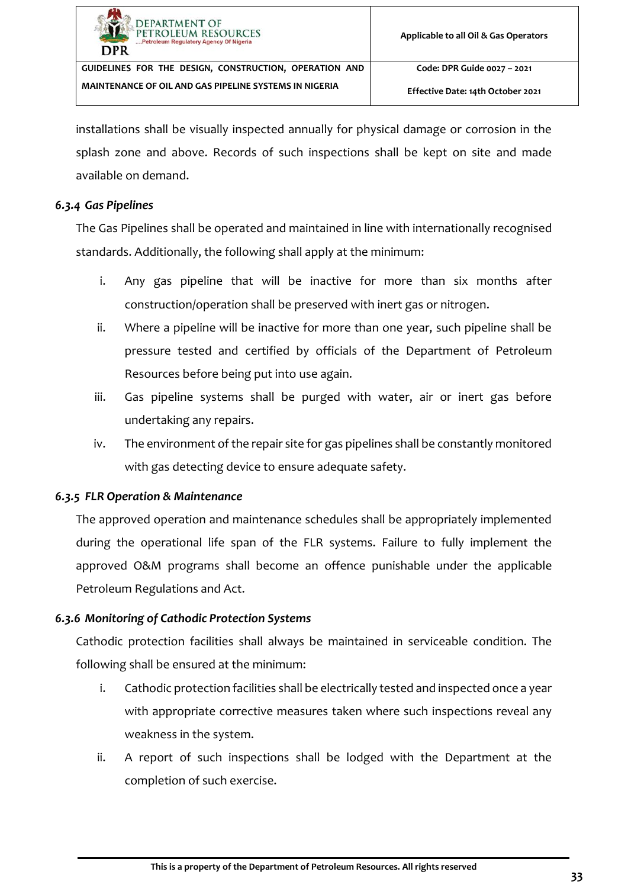installations shall be visually inspected annually for physical damage or corrosion in the splash zone and above. Records of such inspections shall be kept on site and made available on demand.

### *6.3.4 Gas Pipelines*

The Gas Pipelines shall be operated and maintained in line with internationally recognised standards. Additionally, the following shall apply at the minimum:

i. Any gas pipeline that will be inactive for more than six months after construction/operation shall be preserved with inert gas or nitrogen.

ii. Where a pipeline will be inactive for more than one year, such pipeline shall be pressure tested and certified by officials of the Department of Petroleum Resources before being put into use again.

iii. Gas pipeline systems shall be purged with water, air or inert gas before undertaking any repairs.

iv. The environment of the repair site for gas pipelines shall be constantly monitored with gas detecting device to ensure adequate safety.

### *6.3.5 FLR Operation & Maintenance*

The approved operation and maintenance schedules shall be appropriately implemented during the operational life span of the FLR systems. Failure to fully implement the approved O&M programs shall become an offence punishable under the applicable Petroleum Regulations and Act.

### *6.3.6 Monitoring of Cathodic Protection Systems*

Cathodic protection facilities shall always be maintained in serviceable condition. The following shall be ensured at the minimum:

i. Cathodic protection facilities shall be electrically tested and inspected once a year with appropriate corrective measures taken where such inspections reveal any weakness in the system.

ii. A report of such inspections shall be lodged with the Department at the completion of such exercise.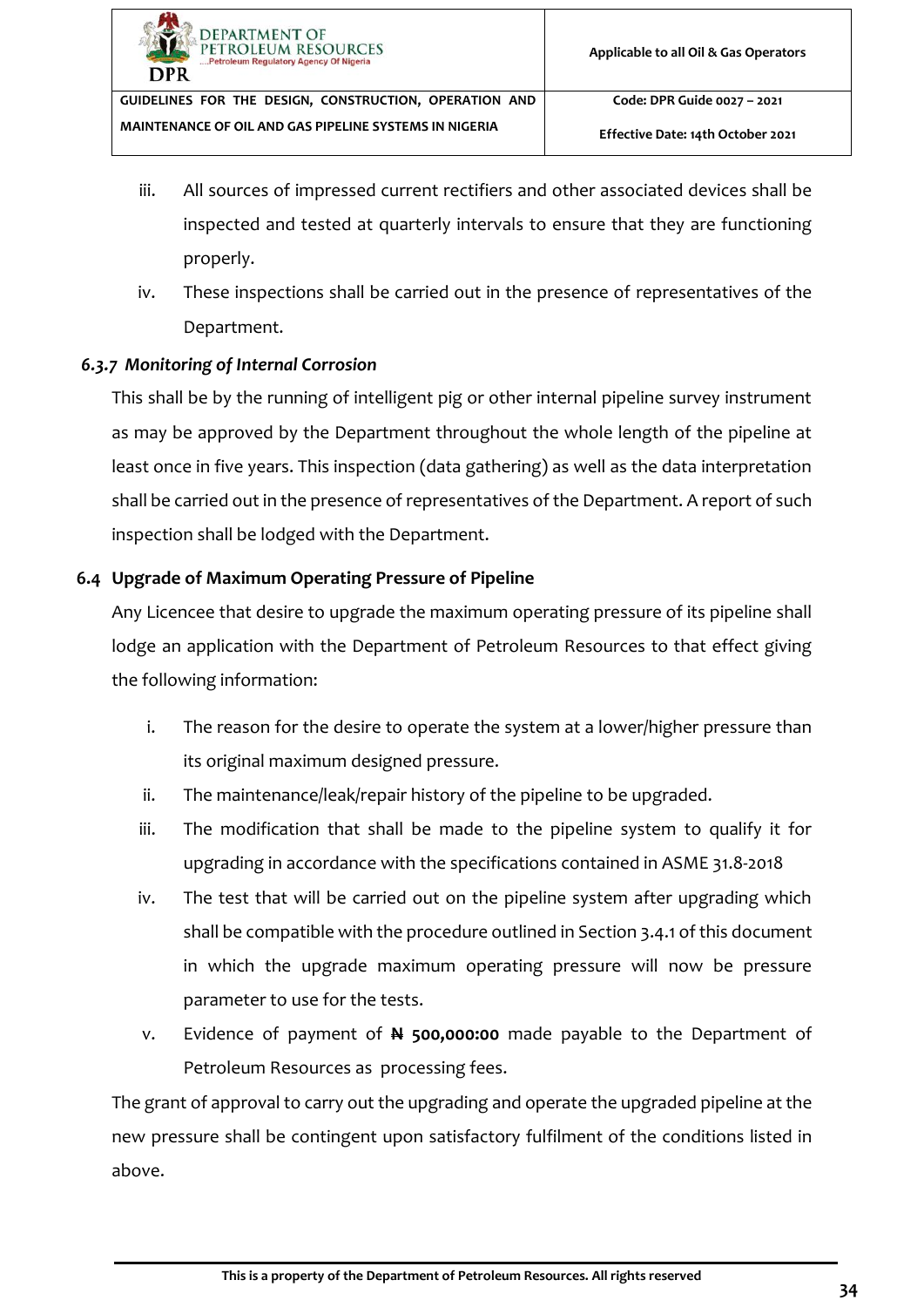iii. All sources of impressed current rectifiers and other associated devices shall be inspected and tested at quarterly intervals to ensure that they are functioning properly.

iv. These inspections shall be carried out in the presence of representatives of the Department.

#### *6.3.7 Monitoring of Internal Corrosion*

This shall be by the running of intelligent pig or other internal pipeline survey instrument as may be approved by the Department throughout the whole length of the pipeline at least once in five years. This inspection (data gathering) as well as the data interpretation shall be carried out in the presence of representatives of the Department. A report of such inspection shall be lodged with the Department.

### 6.4 Upgrade of Maximum Operating Pressure of Pipeline

Any Licencee that desire to upgrade the maximum operating pressure of its pipeline shall lodge an application with the Department of Petroleum Resources to that effect giving the following information:

i. The reason for the desire to operate the system at a lower/higher pressure than its original maximum designed pressure.

ii. The maintenance/leak/repair history of the pipeline to be upgraded.

iii. The modification that shall be made to the pipeline system to qualify it for upgrading in accordance with the specifications contained in ASME 31.8-2018

iv. The test that will be carried out on the pipeline system after upgrading which shall be compatible with the procedure outlined in Section 3.4.1 of this document in which the upgrade maximum operating pressure will now be pressure parameter to use for the tests.

v. Evidence of payment of **₦ 500,000:00** made payable to the Department of Petroleum Resources as processing fees.

The grant of approval to carry out the upgrading and operate the upgraded pipeline at the new pressure shall be contingent upon satisfactory fulfilment of the conditions listed in above.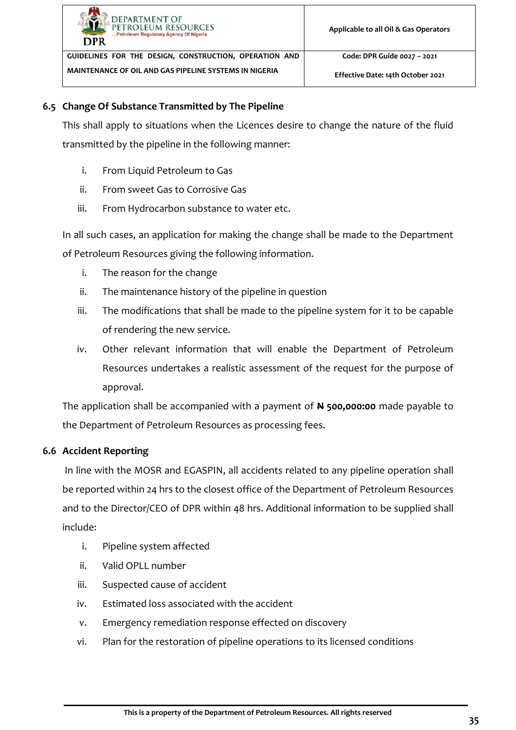## 6.5 Change Of Substance Transmitted by The Pipeline

This shall apply to situations when the Licences desire to change the nature of the fluid transmitted by the pipeline in the following manner:

i. From Liquid Petroleum to Gas
ii. From sweet Gas to Corrosive Gas
iii. From Hydrocarbon substance to water etc.

In all such cases, an application for making the change shall be made to the Department of Petroleum Resources giving the following information.

i. The reason for the change
ii. The maintenance history of the pipeline in question
iii. The modifications that shall be made to the pipeline system for it to be capable of rendering the new service.
iv. Other relevant information that will enable the Department of Petroleum Resources undertakes a realistic assessment of the request for the purpose of approval.

The application shall be accompanied with a payment of **₦ 500,000:00** made payable to the Department of Petroleum Resources as processing fees.

## 6.6 Accident Reporting

In line with the MOSR and EGASPIN, all accidents related to any pipeline operation shall be reported within 24 hrs to the closest office of the Department of Petroleum Resources and to the Director/CEO of DPR within 48 hrs. Additional information to be supplied shall include:

i. Pipeline system affected
ii. Valid OPLL number
iii. Suspected cause of accident
iv. Estimated loss associated with the accident
v. Emergency remediation response effected on discovery
vi. Plan for the restoration of pipeline operations to its licensed conditions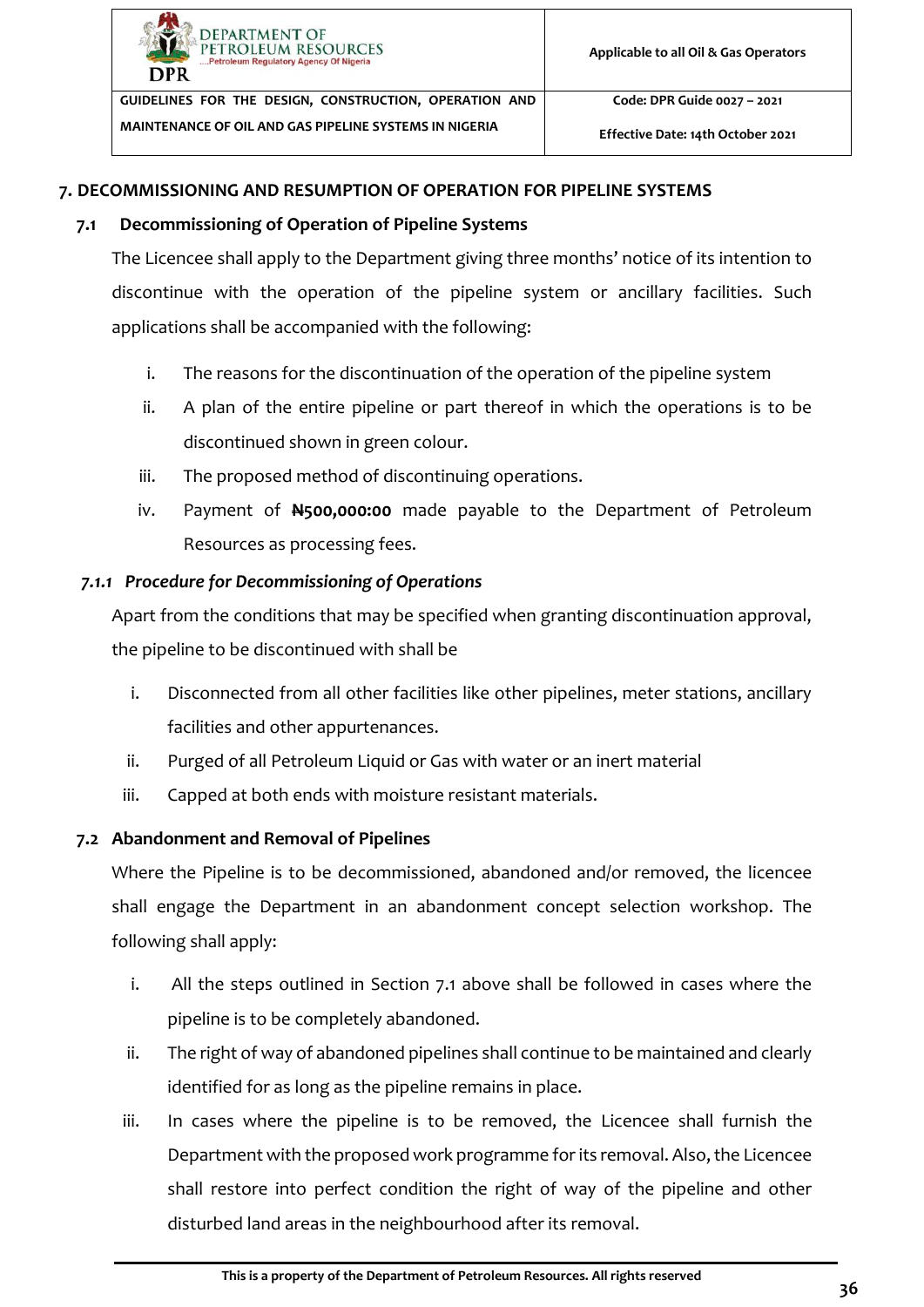## 7. DECOMMISSIONING AND RESUMPTION OF OPERATION FOR PIPELINE SYSTEMS

### 7.1 Decommissioning of Operation of Pipeline Systems

The Licencee shall apply to the Department giving three months' notice of its intention to discontinue with the operation of the pipeline system or ancillary facilities. Such applications shall be accompanied with the following:

i. The reasons for the discontinuation of the operation of the pipeline system

ii. A plan of the entire pipeline or part thereof in which the operations is to be discontinued shown in green colour.

iii. The proposed method of discontinuing operations.

iv. Payment of **₦500,000:00** made payable to the Department of Petroleum Resources as processing fees.

#### *7.1.1 Procedure for Decommissioning of Operations*

Apart from the conditions that may be specified when granting discontinuation approval, the pipeline to be discontinued with shall be

i. Disconnected from all other facilities like other pipelines, meter stations, ancillary facilities and other appurtenances.

ii. Purged of all Petroleum Liquid or Gas with water or an inert material

iii. Capped at both ends with moisture resistant materials.

### 7.2 Abandonment and Removal of Pipelines

Where the Pipeline is to be decommissioned, abandoned and/or removed, the licencee shall engage the Department in an abandonment concept selection workshop. The following shall apply:

i. All the steps outlined in Section 7.1 above shall be followed in cases where the pipeline is to be completely abandoned.

ii. The right of way of abandoned pipelines shall continue to be maintained and clearly identified for as long as the pipeline remains in place.

iii. In cases where the pipeline is to be removed, the Licencee shall furnish the Department with the proposed work programme for its removal. Also, the Licencee shall restore into perfect condition the right of way of the pipeline and other disturbed land areas in the neighbourhood after its removal.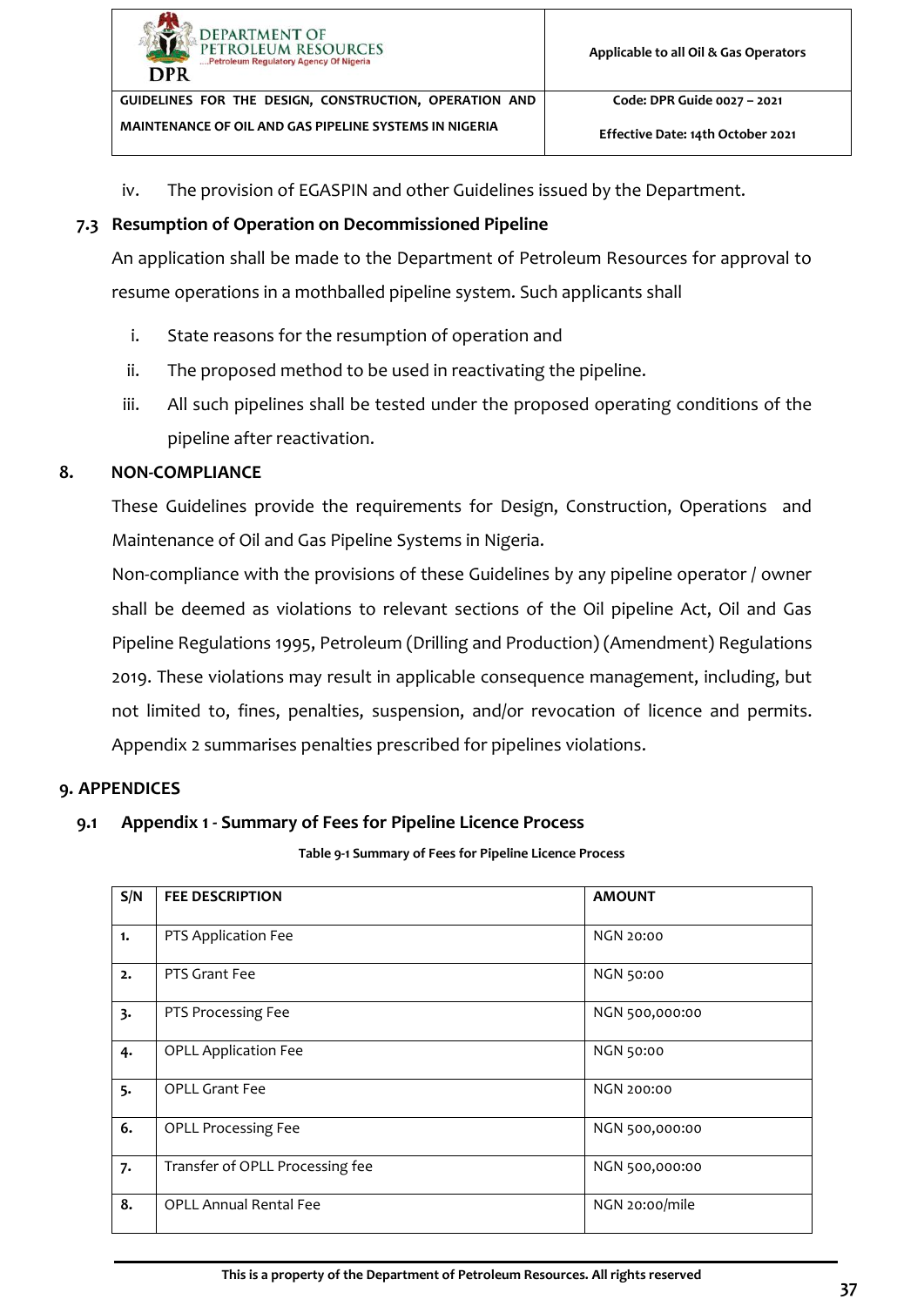iv. The provision of EGASPIN and other Guidelines issued by the Department.

### 7.3 Resumption of Operation on Decommissioned Pipeline

An application shall be made to the Department of Petroleum Resources for approval to resume operations in a mothballed pipeline system. Such applicants shall

i. State reasons for the resumption of operation and
ii. The proposed method to be used in reactivating the pipeline.
iii. All such pipelines shall be tested under the proposed operating conditions of the pipeline after reactivation.

## 8. NON-COMPLIANCE

These Guidelines provide the requirements for Design, Construction, Operations and Maintenance of Oil and Gas Pipeline Systems in Nigeria.

Non-compliance with the provisions of these Guidelines by any pipeline operator / owner shall be deemed as violations to relevant sections of the Oil pipeline Act, Oil and Gas Pipeline Regulations 1995, Petroleum (Drilling and Production) (Amendment) Regulations 2019. These violations may result in applicable consequence management, including, but not limited to, fines, penalties, suspension, and/or revocation of licence and permits. Appendix 2 summarises penalties prescribed for pipelines violations.

## 9. APPENDICES

### 9.1 Appendix 1 - Summary of Fees for Pipeline Licence Process

**Table 9-1 Summary of Fees for Pipeline Licence Process**

| S/N | FEE DESCRIPTION | AMOUNT |
|---|---|---|
| 1. | PTS Application Fee | NGN 20:00 |
| 2. | PTS Grant Fee | NGN 50:00 |
| 3. | PTS Processing Fee | NGN 500,000:00 |
| 4. | OPLL Application Fee | NGN 50:00 |
| 5. | OPLL Grant Fee | NGN 200:00 |
| 6. | OPLL Processing Fee | NGN 500,000:00 |
| 7. | Transfer of OPLL Processing fee | NGN 500,000:00 |
| 8. | OPLL Annual Rental Fee | NGN 20:00/mile |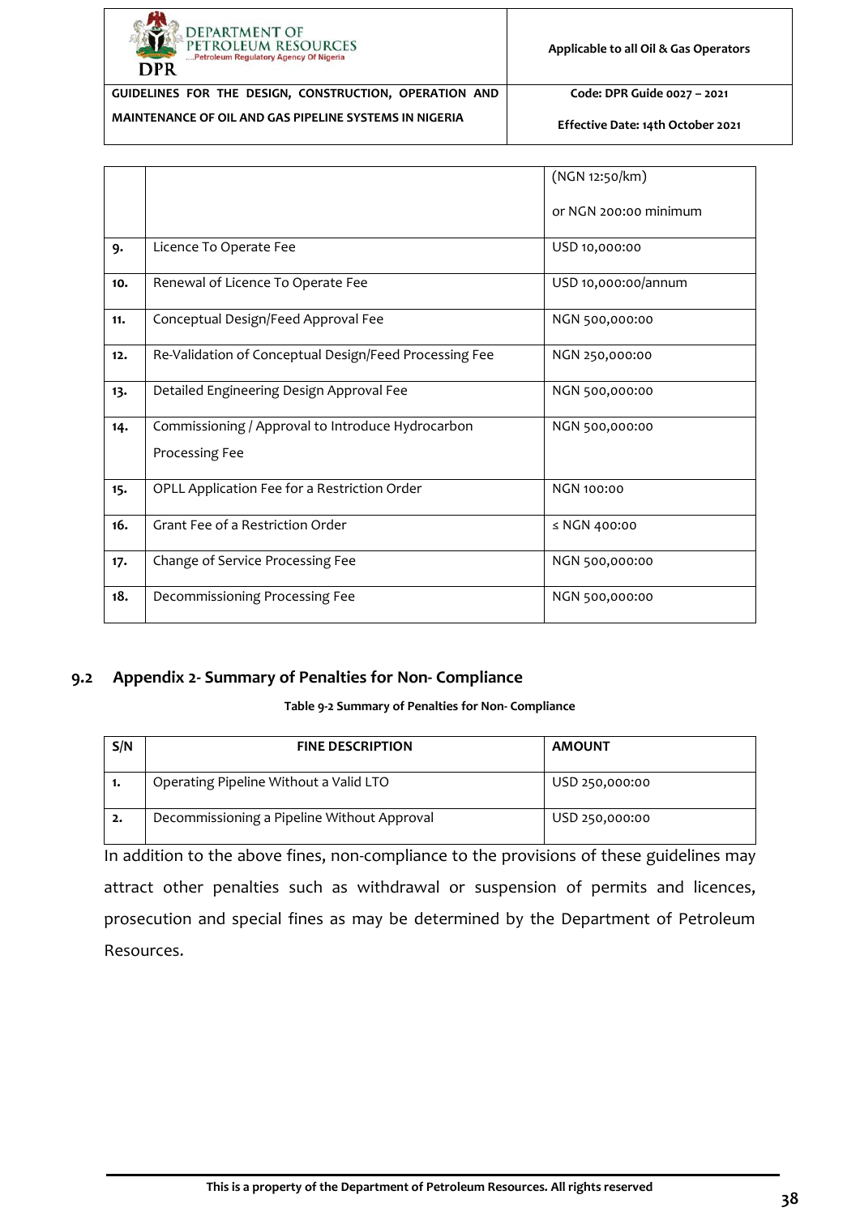|  |  | (NGN 12:50/km)<br><br>or NGN 200:00 minimum |
|---|---|---|
| **9.** | Licence To Operate Fee | USD 10,000:00 |
| **10.** | Renewal of Licence To Operate Fee | USD 10,000:00/annum |
| **11.** | Conceptual Design/Feed Approval Fee | NGN 500,000:00 |
| **12.** | Re-Validation of Conceptual Design/Feed Processing Fee | NGN 250,000:00 |
| **13.** | Detailed Engineering Design Approval Fee | NGN 500,000:00 |
| **14.** | Commissioning / Approval to Introduce Hydrocarbon Processing Fee | NGN 500,000:00 |
| **15.** | OPLL Application Fee for a Restriction Order | NGN 100:00 |
| **16.** | Grant Fee of a Restriction Order | ≤ NGN 400:00 |
| **17.** | Change of Service Processing Fee | NGN 500,000:00 |
| **18.** | Decommissioning Processing Fee | NGN 500,000:00 |

## 9.2 Appendix 2- Summary of Penalties for Non- Compliance

**Table 9-2 Summary of Penalties for Non- Compliance**

| S/N | FINE DESCRIPTION | AMOUNT |
|---|---|---|
| **1.** | Operating Pipeline Without a Valid LTO | USD 250,000:00 |
| **2.** | Decommissioning a Pipeline Without Approval | USD 250,000:00 |

In addition to the above fines, non-compliance to the provisions of these guidelines may attract other penalties such as withdrawal or suspension of permits and licences, prosecution and special fines as may be determined by the Department of Petroleum Resources.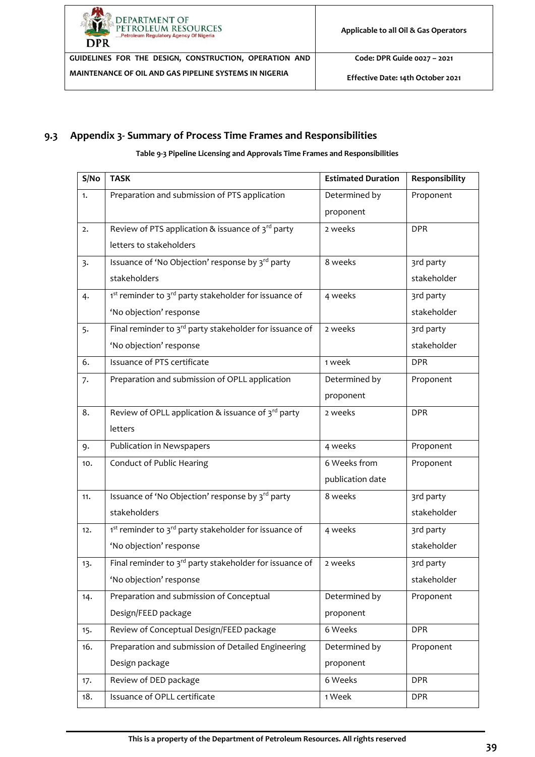## 9.3 Appendix 3- Summary of Process Time Frames and Responsibilities

**Table 9-3 Pipeline Licensing and Approvals Time Frames and Responsibilities**

| S/No | TASK | Estimated Duration | Responsibility |
|---|---|---|---|
| 1. | Preparation and submission of PTS application | Determined by proponent | Proponent |
| 2. | Review of PTS application & issuance of 3rd party letters to stakeholders | 2 weeks | DPR |
| 3. | Issuance of 'No Objection' response by 3rd party stakeholders | 8 weeks | 3rd party stakeholder |
| 4. | 1st reminder to 3rd party stakeholder for issuance of 'No objection' response | 4 weeks | 3rd party stakeholder |
| 5. | Final reminder to 3rd party stakeholder for issuance of 'No objection' response | 2 weeks | 3rd party stakeholder |
| 6. | Issuance of PTS certificate | 1 week | DPR |
| 7. | Preparation and submission of OPLL application | Determined by proponent | Proponent |
| 8. | Review of OPLL application & issuance of 3rd party letters | 2 weeks | DPR |
| 9. | Publication in Newspapers | 4 weeks | Proponent |
| 10. | Conduct of Public Hearing | 6 Weeks from publication date | Proponent |
| 11. | Issuance of 'No Objection' response by 3rd party stakeholders | 8 weeks | 3rd party stakeholder |
| 12. | 1st reminder to 3rd party stakeholder for issuance of 'No objection' response | 4 weeks | 3rd party stakeholder |
| 13. | Final reminder to 3rd party stakeholder for issuance of 'No objection' response | 2 weeks | 3rd party stakeholder |
| 14. | Preparation and submission of Conceptual Design/FEED package | Determined by proponent | Proponent |
| 15. | Review of Conceptual Design/FEED package | 6 Weeks | DPR |
| 16. | Preparation and submission of Detailed Engineering Design package | Determined by proponent | Proponent |
| 17. | Review of DED package | 6 Weeks | DPR |
| 18. | Issuance of OPLL certificate | 1 Week | DPR |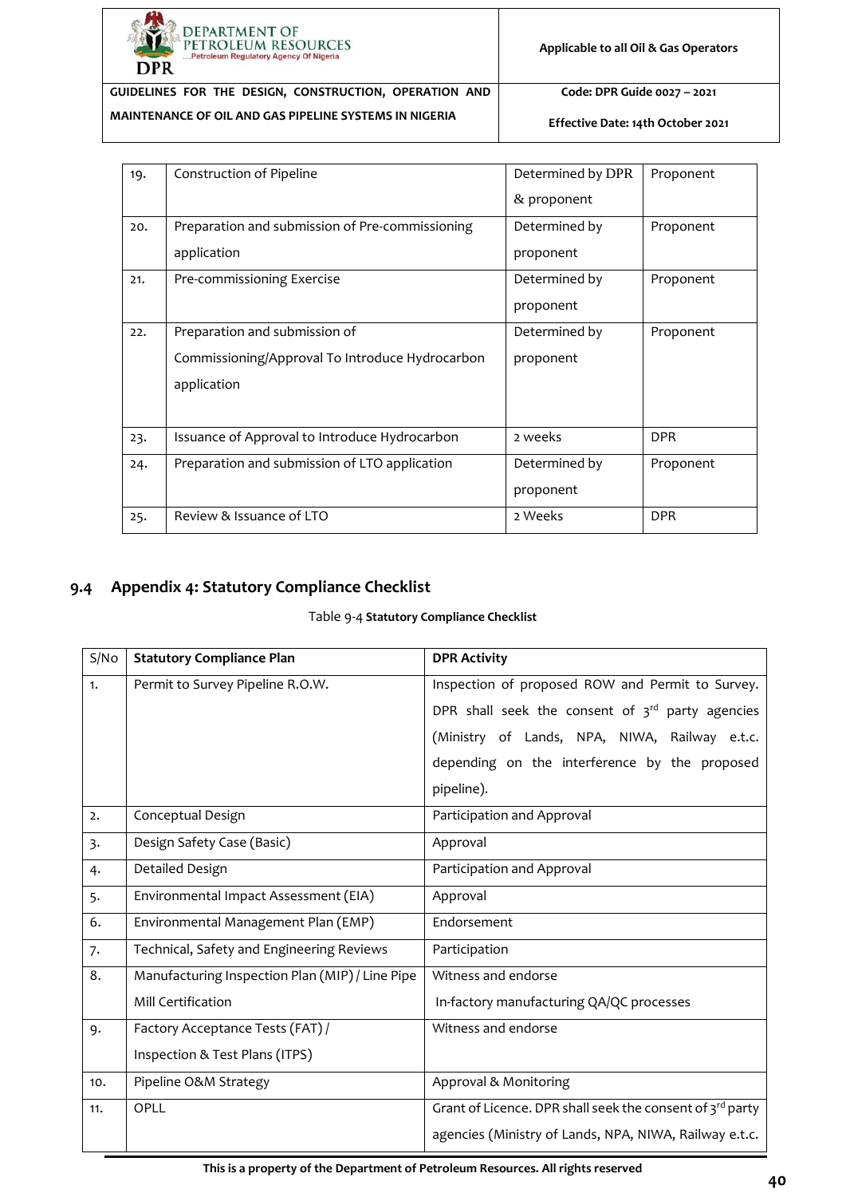| 19. | Construction of Pipeline | Determined by DPR & proponent | Proponent |
|---|---|---|---|
| 20. | Preparation and submission of Pre-commissioning application | Determined by proponent | Proponent |
| 21. | Pre-commissioning Exercise | Determined by proponent | Proponent |
| 22. | Preparation and submission of Commissioning/Approval To Introduce Hydrocarbon application | Determined by proponent | Proponent |
| 23. | Issuance of Approval to Introduce Hydrocarbon | 2 weeks | DPR |
| 24. | Preparation and submission of LTO application | Determined by proponent | Proponent |
| 25. | Review & Issuance of LTO | 2 Weeks | DPR |

## 9.4 Appendix 4: Statutory Compliance Checklist

Table 9-4 **Statutory Compliance Checklist**

| S/No | Statutory Compliance Plan | DPR Activity |
|---|---|---|
| 1. | Permit to Survey Pipeline R.O.W. | Inspection of proposed ROW and Permit to Survey. DPR shall seek the consent of 3rd party agencies (Ministry of Lands, NPA, NIWA, Railway e.t.c. depending on the interference by the proposed pipeline). |
| 2. | Conceptual Design | Participation and Approval |
| 3. | Design Safety Case (Basic) | Approval |
| 4. | Detailed Design | Participation and Approval |
| 5. | Environmental Impact Assessment (EIA) | Approval |
| 6. | Environmental Management Plan (EMP) | Endorsement |
| 7. | Technical, Safety and Engineering Reviews | Participation |
| 8. | Manufacturing Inspection Plan (MIP) / Line Pipe Mill Certification | Witness and endorse In-factory manufacturing QA/QC processes |
| 9. | Factory Acceptance Tests (FAT) / Inspection & Test Plans (ITPS) | Witness and endorse |
| 10. | Pipeline O&M Strategy | Approval & Monitoring |
| 11. | OPLL | Grant of Licence. DPR shall seek the consent of 3rd party agencies (Ministry of Lands, NPA, NIWA, Railway e.t.c. |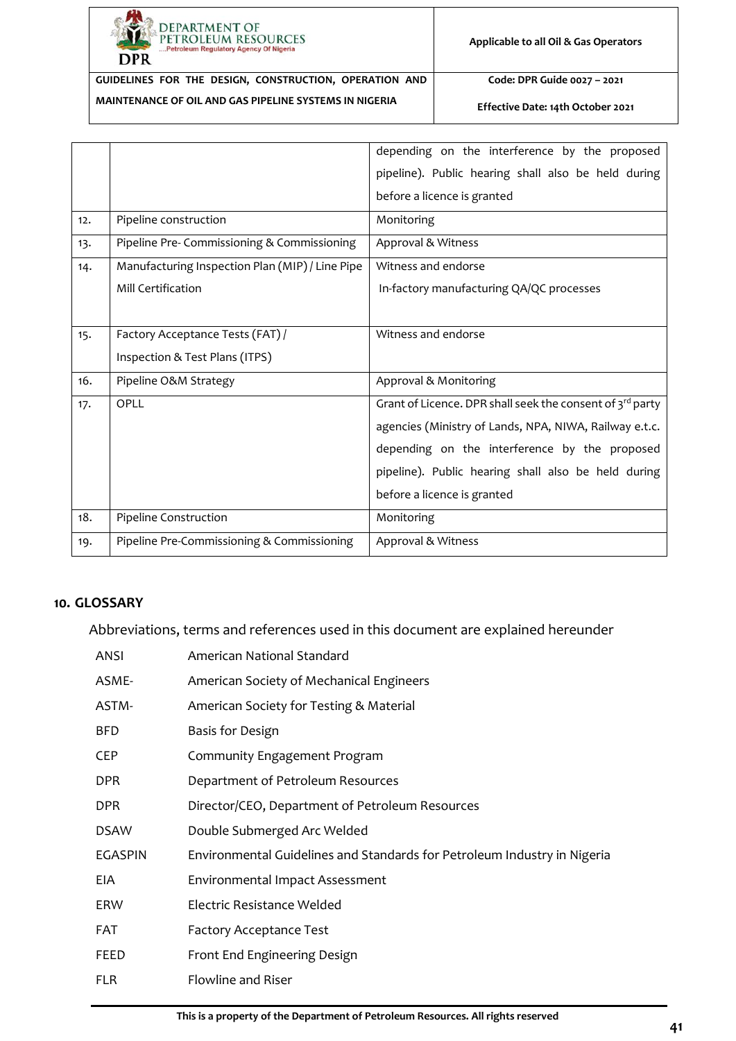| | | |
|---|---|---|
| | | depending on the interference by the proposed pipeline). Public hearing shall also be held during before a licence is granted |
| 12. | Pipeline construction | Monitoring |
| 13. | Pipeline Pre- Commissioning & Commissioning | Approval & Witness |
| 14. | Manufacturing Inspection Plan (MIP) / Line Pipe Mill Certification | Witness and endorse In-factory manufacturing QA/QC processes |
| 15. | Factory Acceptance Tests (FAT) / Inspection & Test Plans (ITPS) | Witness and endorse |
| 16. | Pipeline O&M Strategy | Approval & Monitoring |
| 17. | OPLL | Grant of Licence. DPR shall seek the consent of 3rd party agencies (Ministry of Lands, NPA, NIWA, Railway e.t.c. depending on the interference by the proposed pipeline). Public hearing shall also be held during before a licence is granted |
| 18. | Pipeline Construction | Monitoring |
| 19. | Pipeline Pre-Commissioning & Commissioning | Approval & Witness |

## 10. GLOSSARY

Abbreviations, terms and references used in this document are explained hereunder

| | |
|---|---|
| ANSI | American National Standard |
| ASME- | American Society of Mechanical Engineers |
| ASTM- | American Society for Testing & Material |
| BFD | Basis for Design |
| CEP | Community Engagement Program |
| DPR | Department of Petroleum Resources |
| DPR | Director/CEO, Department of Petroleum Resources |
| DSAW | Double Submerged Arc Welded |
| EGASPIN | Environmental Guidelines and Standards for Petroleum Industry in Nigeria |
| EIA | Environmental Impact Assessment |
| ERW | Electric Resistance Welded |
| FAT | Factory Acceptance Test |
| FEED | Front End Engineering Design |
| FLR | Flowline and Riser |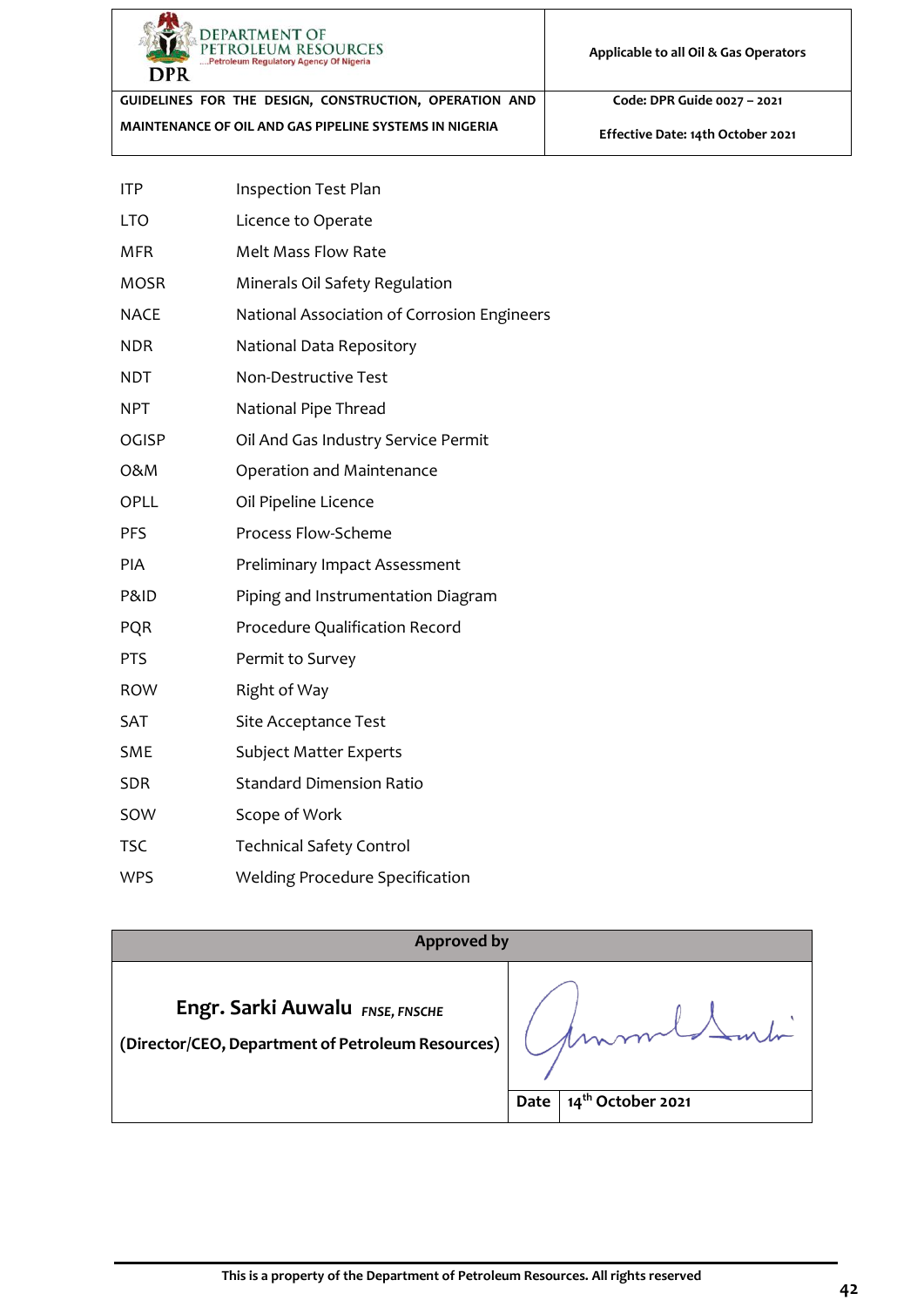| | |
|---|---|
| ITP | Inspection Test Plan |
| LTO | Licence to Operate |
| MFR | Melt Mass Flow Rate |
| MOSR | Minerals Oil Safety Regulation |
| NACE | National Association of Corrosion Engineers |
| NDR | National Data Repository |
| NDT | Non-Destructive Test |
| NPT | National Pipe Thread |
| OGISP | Oil And Gas Industry Service Permit |
| O&M | Operation and Maintenance |
| OPLL | Oil Pipeline Licence |
| PFS | Process Flow-Scheme |
| PIA | Preliminary Impact Assessment |
| P&ID | Piping and Instrumentation Diagram |
| PQR | Procedure Qualification Record |
| PTS | Permit to Survey |
| ROW | Right of Way |
| SAT | Site Acceptance Test |
| SME | Subject Matter Experts |
| SDR | Standard Dimension Ratio |
| SOW | Scope of Work |
| TSC | Technical Safety Control |
| WPS | Welding Procedure Specification |

| Approved by | | |
|---|---|---|
| **Engr. Sarki Auwalu** *FNSE, FNSCHE* (Director/CEO, Department of Petroleum Resources) | | |
| | **Date** | **14th October 2021** |